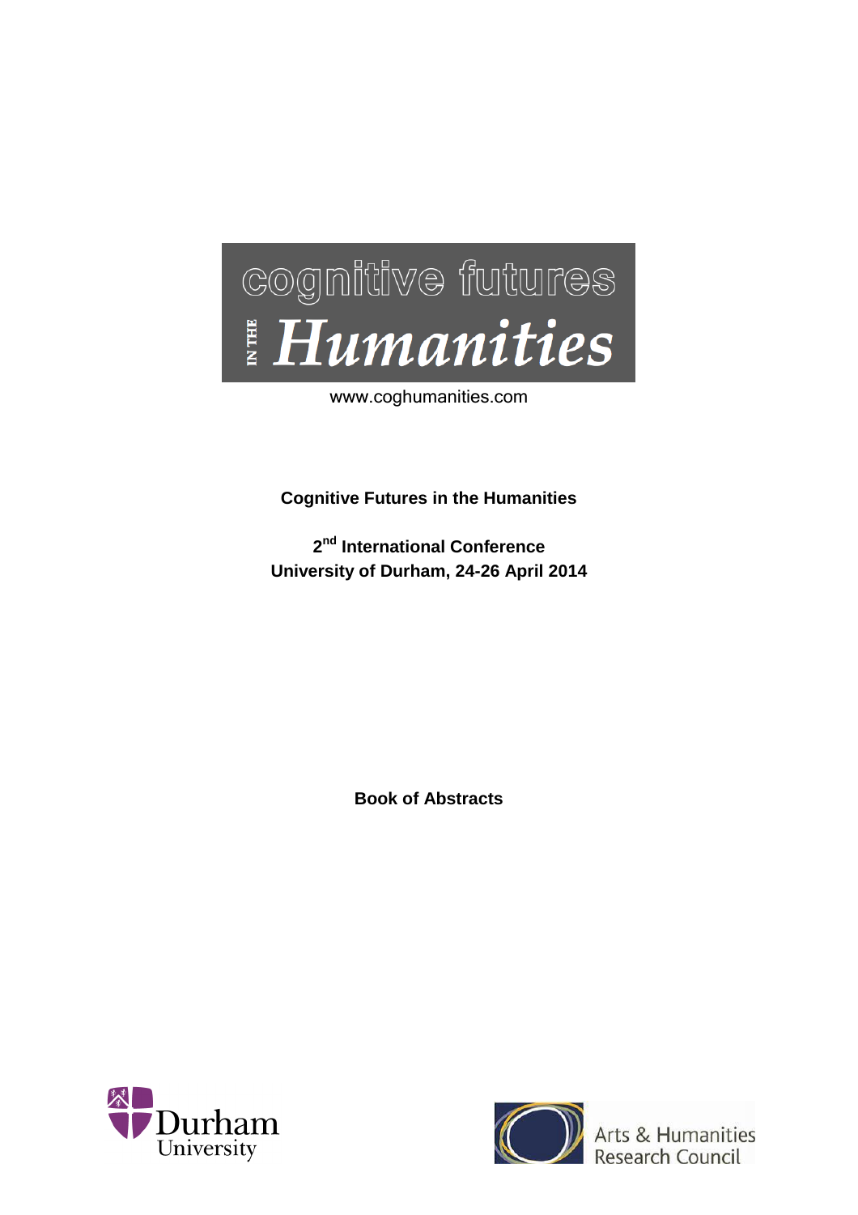cognitive futures IN THE *Humanities*

www.coghumanities.com

**Cognitive Futures in the Humanities**

**2nd International Conference**
**University of Durham, 24-26 April 2014**

**Book of Abstracts**

Durham University

Arts & Humanities Research Council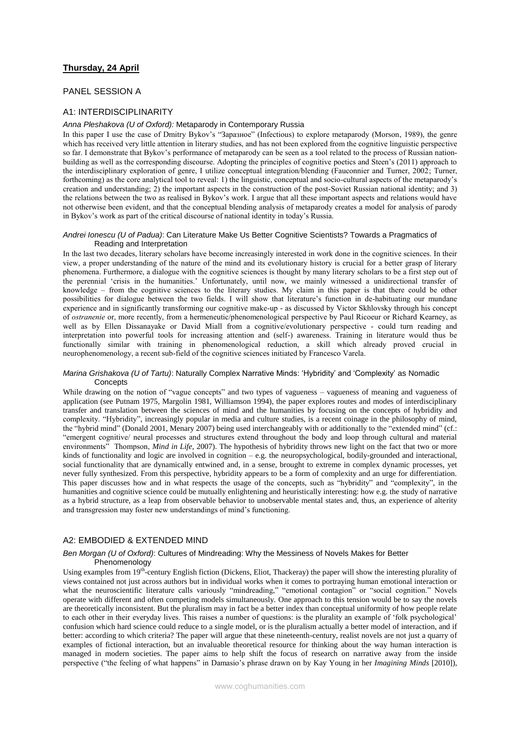## Thursday, 24 April

### PANEL SESSION A

### A1: INTERDISCIPLINARITY

*Anna Pleshakova (U of Oxford):* Metaparody in Contemporary Russia

In this paper I use the case of Dmitry Bykov's "Заразное" (Infectious) to explore metaparody (Morson, 1989), the genre which has received very little attention in literary studies, and has not been explored from the cognitive linguistic perspective so far. I demonstrate that Bykov's performance of metaparody can be seen as a tool related to the process of Russian nation-building as well as the corresponding discourse. Adopting the principles of cognitive poetics and Steen's (2011) approach to the interdisciplinary exploration of genre, I utilize conceptual integration/blending (Fauconnier and Turner, 2002; Turner, forthcoming) as the core analytical tool to reveal: 1) the linguistic, conceptual and socio-cultural aspects of the metaparody's creation and understanding; 2) the important aspects in the construction of the post-Soviet Russian national identity; and 3) the relations between the two as realised in Bykov's work. I argue that all these important aspects and relations would have not otherwise been evident, and that the conceptual blending analysis of metaparody creates a model for analysis of parody in Bykov's work as part of the critical discourse of national identity in today's Russia.

*Andrei Ionescu (U of Padua)*: Can Literature Make Us Better Cognitive Scientists? Towards a Pragmatics of Reading and Interpretation

In the last two decades, literary scholars have become increasingly interested in work done in the cognitive sciences. In their view, a proper understanding of the nature of the mind and its evolutionary history is crucial for a better grasp of literary phenomena. Furthermore, a dialogue with the cognitive sciences is thought by many literary scholars to be a first step out of the perennial 'crisis in the humanities.' Unfortunately, until now, we mainly witnessed a unidirectional transfer of knowledge – from the cognitive sciences to the literary studies. My claim in this paper is that there could be other possibilities for dialogue between the two fields. I will show that literature's function in de-habituating our mundane experience and in significantly transforming our cognitive make-up - as discussed by Victor Skhlovsky through his concept of *ostranenie* or, more recently, from a hermeneutic/phenomenological perspective by Paul Ricoeur or Richard Kearney, as well as by Ellen Dissanayake or David Miall from a cognitive/evolutionary perspective - could turn reading and interpretation into powerful tools for increasing attention and (self-) awareness. Training in literature would thus be functionally similar with training in phenomenological reduction, a skill which already proved crucial in neurophenomenology, a recent sub-field of the cognitive sciences initiated by Francesco Varela.

*Marina Grishakova (U of Tartu)*: Naturally Complex Narrative Minds: 'Hybridity' and 'Complexity' as Nomadic Concepts

While drawing on the notion of "vague concepts" and two types of vagueness – vagueness of meaning and vagueness of application (see Putnam 1975, Margolin 1981, Williamson 1994), the paper explores routes and modes of interdisciplinary transfer and translation between the sciences of mind and the humanities by focusing on the concepts of hybridity and complexity. "Hybridity", increasingly popular in media and culture studies, is a recent coinage in the philosophy of mind, the "hybrid mind" (Donald 2001, Menary 2007) being used interchangeably with or additionally to the "extended mind" (cf.: "emergent cognitive/ neural processes and structures extend throughout the body and loop through cultural and material environments" Thompson, *Mind in Life*, 2007). The hypothesis of hybridity throws new light on the fact that two or more kinds of functionality and logic are involved in cognition – e.g. the neuropsychological, bodily-grounded and interactional, social functionality that are dynamically entwined and, in a sense, brought to extreme in complex dynamic processes, yet never fully synthesized. From this perspective, hybridity appears to be a form of complexity and an urge for differentiation. This paper discusses how and in what respects the usage of the concepts, such as "hybridity" and "complexity", in the humanities and cognitive science could be mutually enlightening and heuristically interesting: how e.g. the study of narrative as a hybrid structure, as a leap from observable behavior to unobservable mental states and, thus, an experience of alterity and transgression may foster new understandings of mind's functioning.

### A2: EMBODIED & EXTENDED MIND

*Ben Morgan (U of Oxford)*: Cultures of Mindreading: Why the Messiness of Novels Makes for Better Phenomenology

Using examples from 19th-century English fiction (Dickens, Eliot, Thackeray) the paper will show the interesting plurality of views contained not just across authors but in individual works when it comes to portraying human emotional interaction or what the neuroscientific literature calls variously "mindreading," "emotional contagion" or "social cognition." Novels operate with different and often competing models simultaneously. One approach to this tension would be to say the novels are theoretically inconsistent. But the pluralism may in fact be a better index than conceptual uniformity of how people relate to each other in their everyday lives. This raises a number of questions: is the plurality an example of 'folk psychological' confusion which hard science could reduce to a single model, or is the pluralism actually a better model of interaction, and if better: according to which criteria? The paper will argue that these nineteenth-century, realist novels are not just a quarry of examples of fictional interaction, but an invaluable theoretical resource for thinking about the way human interaction is managed in modern societies. The paper aims to help shift the focus of research on narrative away from the inside perspective ("the feeling of what happens" in Damasio's phrase drawn on by Kay Young in her *Imagining Minds* [2010]),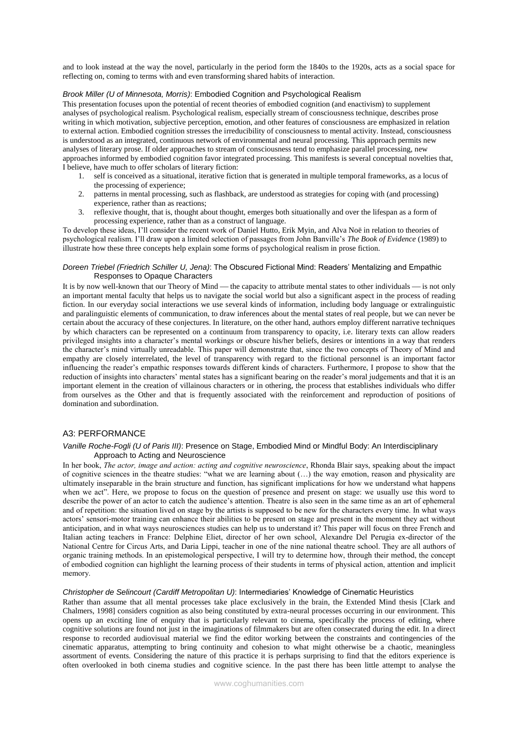and to look instead at the way the novel, particularly in the period form the 1840s to the 1920s, acts as a social space for reflecting on, coming to terms with and even transforming shared habits of interaction.

*Brook Miller (U of Minnesota, Morris)*: Embodied Cognition and Psychological Realism

This presentation focuses upon the potential of recent theories of embodied cognition (and enactivism) to supplement analyses of psychological realism. Psychological realism, especially stream of consciousness technique, describes prose writing in which motivation, subjective perception, emotion, and other features of consciousness are emphasized in relation to external action. Embodied cognition stresses the irreducibility of consciousness to mental activity. Instead, consciousness is understood as an integrated, continuous network of environmental and neural processing. This approach permits new analyses of literary prose. If older approaches to stream of consciousness tend to emphasize parallel processing, new approaches informed by embodied cognition favor integrated processing. This manifests is several conceptual novelties that, I believe, have much to offer scholars of literary fiction:

1. self is conceived as a situational, iterative fiction that is generated in multiple temporal frameworks, as a locus of the processing of experience;
2. patterns in mental processing, such as flashback, are understood as strategies for coping with (and processing) experience, rather than as reactions;
3. reflexive thought, that is, thought about thought, emerges both situationally and over the lifespan as a form of processing experience, rather than as a construct of language.

To develop these ideas, I'll consider the recent work of Daniel Hutto, Erik Myin, and Alva Noë in relation to theories of psychological realism. I'll draw upon a limited selection of passages from John Banville's *The Book of Evidence* (1989) to illustrate how these three concepts help explain some forms of psychological realism in prose fiction.

*Doreen Triebel (Friedrich Schiller U, Jena)*: The Obscured Fictional Mind: Readers' Mentalizing and Empathic Responses to Opaque Characters

It is by now well-known that our Theory of Mind — the capacity to attribute mental states to other individuals — is not only an important mental faculty that helps us to navigate the social world but also a significant aspect in the process of reading fiction. In our everyday social interactions we use several kinds of information, including body language or extralinguistic and paralinguistic elements of communication, to draw inferences about the mental states of real people, but we can never be certain about the accuracy of these conjectures. In literature, on the other hand, authors employ different narrative techniques by which characters can be represented on a continuum from transparency to opacity, i.e. literary texts can allow readers privileged insights into a character's mental workings or obscure his/her beliefs, desires or intentions in a way that renders the character's mind virtually unreadable. This paper will demonstrate that, since the two concepts of Theory of Mind and empathy are closely interrelated, the level of transparency with regard to the fictional personnel is an important factor influencing the reader's empathic responses towards different kinds of characters. Furthermore, I propose to show that the reduction of insights into characters' mental states has a significant bearing on the reader's moral judgements and that it is an important element in the creation of villainous characters or in othering, the process that establishes individuals who differ from ourselves as the Other and that is frequently associated with the reinforcement and reproduction of positions of domination and subordination.

## A3: PERFORMANCE

*Vanille Roche-Fogli (U of Paris III)*: Presence on Stage, Embodied Mind or Mindful Body: An Interdisciplinary Approach to Acting and Neuroscience

In her book, *The actor, image and action: acting and cognitive neuroscience*, Rhonda Blair says, speaking about the impact of cognitive sciences in the theatre studies: "what we are learning about (…) the way emotion, reason and physicality are ultimately inseparable in the brain structure and function, has significant implications for how we understand what happens when we act". Here, we propose to focus on the question of presence and present on stage: we usually use this word to describe the power of an actor to catch the audience's attention. Theatre is also seen in the same time as an art of ephemeral and of repetition: the situation lived on stage by the artists is supposed to be new for the characters every time. In what ways actors' sensori-motor training can enhance their abilities to be present on stage and present in the moment they act without anticipation, and in what ways neurosciences studies can help us to understand it? This paper will focus on three French and Italian acting teachers in France: Delphine Eliet, director of her own school, Alexandre Del Perugia ex-director of the National Centre for Circus Arts, and Daria Lippi, teacher in one of the nine national theatre school. They are all authors of organic training methods. In an epistemological perspective, I will try to determine how, through their method, the concept of embodied cognition can highlight the learning process of their students in terms of physical action, attention and implicit memory.

*Christopher de Selincourt (Cardiff Metropolitan U)*: Intermediaries' Knowledge of Cinematic Heuristics

Rather than assume that all mental processes take place exclusively in the brain, the Extended Mind thesis [Clark and Chalmers, 1998] considers cognition as also being constituted by extra-neural processes occurring in our environment. This opens up an exciting line of enquiry that is particularly relevant to cinema, specifically the process of editing, where cognitive solutions are found not just in the imaginations of filmmakers but are often consecrated during the edit. In a direct response to recorded audiovisual material we find the editor working between the constraints and contingencies of the cinematic apparatus, attempting to bring continuity and cohesion to what might otherwise be a chaotic, meaningless assortment of events. Considering the nature of this practice it is perhaps surprising to find that the editors experience is often overlooked in both cinema studies and cognitive science. In the past there has been little attempt to analyse the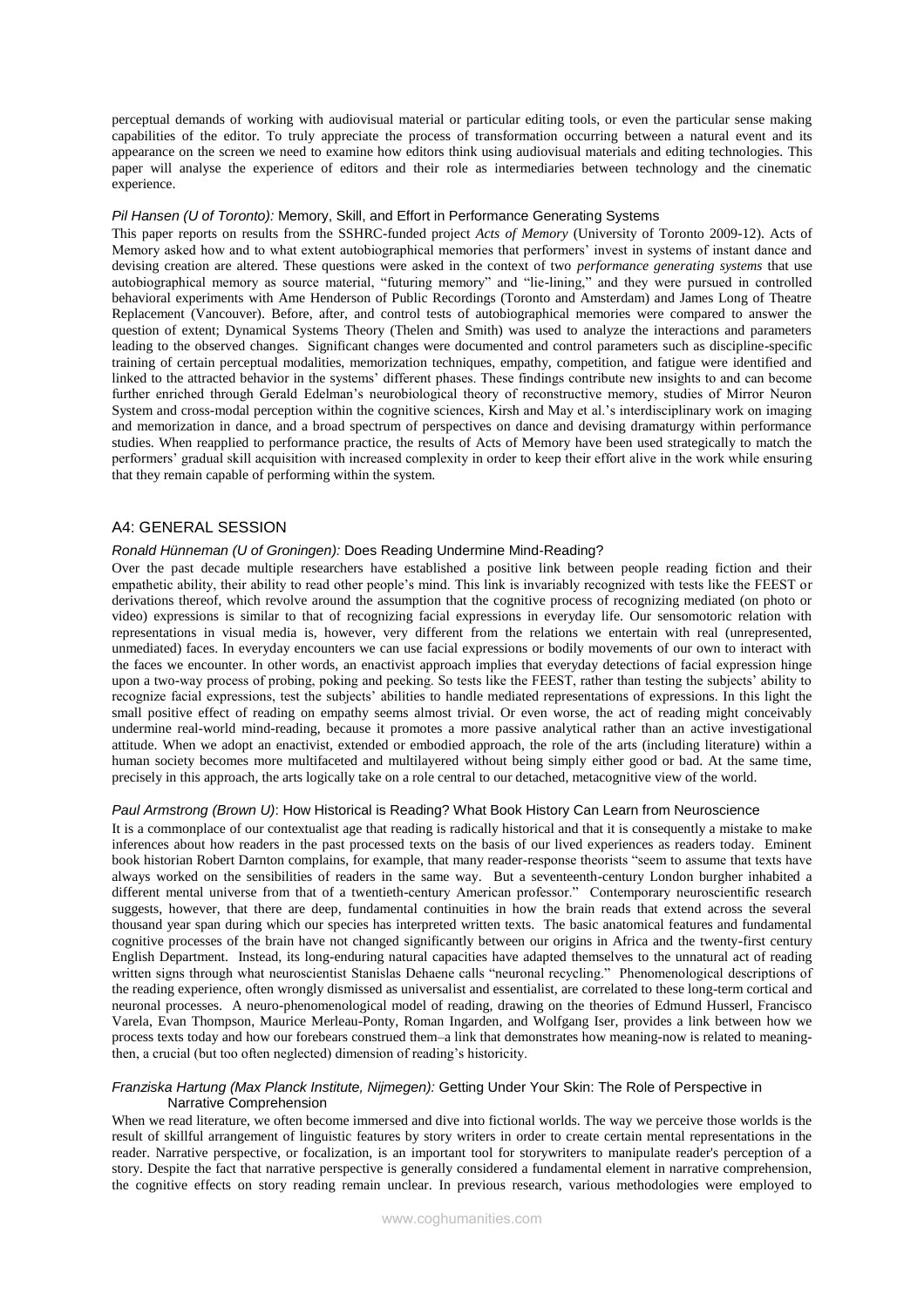perceptual demands of working with audiovisual material or particular editing tools, or even the particular sense making capabilities of the editor. To truly appreciate the process of transformation occurring between a natural event and its appearance on the screen we need to examine how editors think using audiovisual materials and editing technologies. This paper will analyse the experience of editors and their role as intermediaries between technology and the cinematic experience.

*Pil Hansen (U of Toronto):* Memory, Skill, and Effort in Performance Generating Systems

This paper reports on results from the SSHRC-funded project *Acts of Memory* (University of Toronto 2009-12). Acts of Memory asked how and to what extent autobiographical memories that performers' invest in systems of instant dance and devising creation are altered. These questions were asked in the context of two *performance generating systems* that use autobiographical memory as source material, "futuring memory" and "lie-lining," and they were pursued in controlled behavioral experiments with Ame Henderson of Public Recordings (Toronto and Amsterdam) and James Long of Theatre Replacement (Vancouver). Before, after, and control tests of autobiographical memories were compared to answer the question of extent; Dynamical Systems Theory (Thelen and Smith) was used to analyze the interactions and parameters leading to the observed changes. Significant changes were documented and control parameters such as discipline-specific training of certain perceptual modalities, memorization techniques, empathy, competition, and fatigue were identified and linked to the attracted behavior in the systems' different phases. These findings contribute new insights to and can become further enriched through Gerald Edelman's neurobiological theory of reconstructive memory, studies of Mirror Neuron System and cross-modal perception within the cognitive sciences, Kirsh and May et al.'s interdisciplinary work on imaging and memorization in dance, and a broad spectrum of perspectives on dance and devising dramaturgy within performance studies. When reapplied to performance practice, the results of Acts of Memory have been used strategically to match the performers' gradual skill acquisition with increased complexity in order to keep their effort alive in the work while ensuring that they remain capable of performing within the system.

## A4: GENERAL SESSION

*Ronald Hünneman (U of Groningen):* Does Reading Undermine Mind-Reading?

Over the past decade multiple researchers have established a positive link between people reading fiction and their empathetic ability, their ability to read other people's mind. This link is invariably recognized with tests like the FEEST or derivations thereof, which revolve around the assumption that the cognitive process of recognizing mediated (on photo or video) expressions is similar to that of recognizing facial expressions in everyday life. Our sensomotoric relation with representations in visual media is, however, very different from the relations we entertain with real (unrepresented, unmediated) faces. In everyday encounters we can use facial expressions or bodily movements of our own to interact with the faces we encounter. In other words, an enactivist approach implies that everyday detections of facial expression hinge upon a two-way process of probing, poking and peeking. So tests like the FEEST, rather than testing the subjects' ability to recognize facial expressions, test the subjects' abilities to handle mediated representations of expressions. In this light the small positive effect of reading on empathy seems almost trivial. Or even worse, the act of reading might conceivably undermine real-world mind-reading, because it promotes a more passive analytical rather than an active investigational attitude. When we adopt an enactivist, extended or embodied approach, the role of the arts (including literature) within a human society becomes more multifaceted and multilayered without being simply either good or bad. At the same time, precisely in this approach, the arts logically take on a role central to our detached, metacognitive view of the world.

*Paul Armstrong (Brown U)*: How Historical is Reading? What Book History Can Learn from Neuroscience

It is a commonplace of our contextualist age that reading is radically historical and that it is consequently a mistake to make inferences about how readers in the past processed texts on the basis of our lived experiences as readers today. Eminent book historian Robert Darnton complains, for example, that many reader-response theorists "seem to assume that texts have always worked on the sensibilities of readers in the same way. But a seventeenth-century London burgher inhabited a different mental universe from that of a twentieth-century American professor." Contemporary neuroscientific research suggests, however, that there are deep, fundamental continuities in how the brain reads that extend across the several thousand year span during which our species has interpreted written texts. The basic anatomical features and fundamental cognitive processes of the brain have not changed significantly between our origins in Africa and the twenty-first century English Department. Instead, its long-enduring natural capacities have adapted themselves to the unnatural act of reading written signs through what neuroscientist Stanislas Dehaene calls "neuronal recycling." Phenomenological descriptions of the reading experience, often wrongly dismissed as universalist and essentialist, are correlated to these long-term cortical and neuronal processes. A neuro-phenomenological model of reading, drawing on the theories of Edmund Husserl, Francisco Varela, Evan Thompson, Maurice Merleau-Ponty, Roman Ingarden, and Wolfgang Iser, provides a link between how we process texts today and how our forebears construed them–a link that demonstrates how meaning-now is related to meaning-then, a crucial (but too often neglected) dimension of reading's historicity.

*Franziska Hartung (Max Planck Institute, Nijmegen):* Getting Under Your Skin: The Role of Perspective in Narrative Comprehension

When we read literature, we often become immersed and dive into fictional worlds. The way we perceive those worlds is the result of skillful arrangement of linguistic features by story writers in order to create certain mental representations in the reader. Narrative perspective, or focalization, is an important tool for storywriters to manipulate reader's perception of a story. Despite the fact that narrative perspective is generally considered a fundamental element in narrative comprehension, the cognitive effects on story reading remain unclear. In previous research, various methodologies were employed to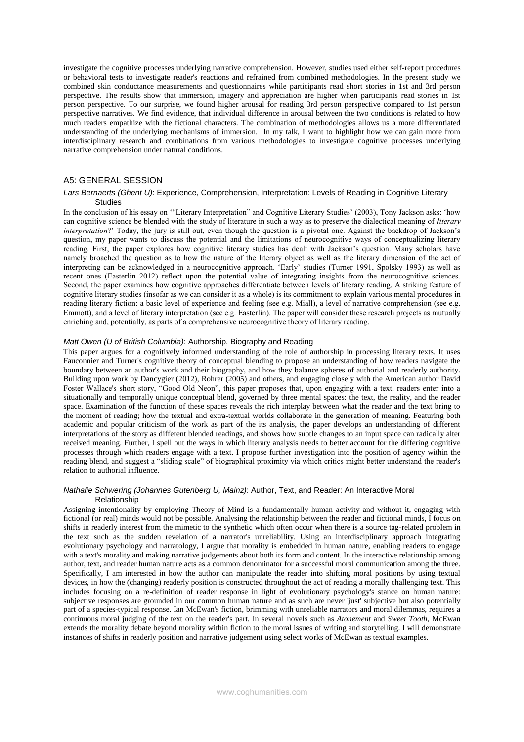investigate the cognitive processes underlying narrative comprehension. However, studies used either self-report procedures or behavioral tests to investigate reader's reactions and refrained from combined methodologies. In the present study we combined skin conductance measurements and questionnaires while participants read short stories in 1st and 3rd person perspective. The results show that immersion, imagery and appreciation are higher when participants read stories in 1st person perspective. To our surprise, we found higher arousal for reading 3rd person perspective compared to 1st person perspective narratives. We find evidence, that individual difference in arousal between the two conditions is related to how much readers empathize with the fictional characters. The combination of methodologies allows us a more differentiated understanding of the underlying mechanisms of immersion. In my talk, I want to highlight how we can gain more from interdisciplinary research and combinations from various methodologies to investigate cognitive processes underlying narrative comprehension under natural conditions.

## A5: GENERAL SESSION

### *Lars Bernaerts (Ghent U)*: Experience, Comprehension, Interpretation: Levels of Reading in Cognitive Literary Studies

In the conclusion of his essay on '"Literary Interpretation" and Cognitive Literary Studies' (2003), Tony Jackson asks: 'how can cognitive science be blended with the study of literature in such a way as to preserve the dialectical meaning of *literary interpretation*?' Today, the jury is still out, even though the question is a pivotal one. Against the backdrop of Jackson's question, my paper wants to discuss the potential and the limitations of neurocognitive ways of conceptualizing literary reading. First, the paper explores how cognitive literary studies has dealt with Jackson's question. Many scholars have namely broached the question as to how the nature of the literary object as well as the literary dimension of the act of interpreting can be acknowledged in a neurocognitive approach. 'Early' studies (Turner 1991, Spolsky 1993) as well as recent ones (Easterlin 2012) reflect upon the potential value of integrating insights from the neurocognitive sciences. Second, the paper examines how cognitive approaches differentiate between levels of literary reading. A striking feature of cognitive literary studies (insofar as we can consider it as a whole) is its commitment to explain various mental procedures in reading literary fiction: a basic level of experience and feeling (see e.g. Miall), a level of narrative comprehension (see e.g. Emmott), and a level of literary interpretation (see e.g. Easterlin). The paper will consider these research projects as mutually enriching and, potentially, as parts of a comprehensive neurocognitive theory of literary reading.

### *Matt Owen (U of British Columbia)*: Authorship, Biography and Reading

This paper argues for a cognitively informed understanding of the role of authorship in processing literary texts. It uses Fauconnier and Turner's cognitive theory of conceptual blending to propose an understanding of how readers navigate the boundary between an author's work and their biography, and how they balance spheres of authorial and readerly authority. Building upon work by Dancygier (2012), Rohrer (2005) and others, and engaging closely with the American author David Foster Wallace's short story, "Good Old Neon", this paper proposes that, upon engaging with a text, readers enter into a situationally and temporally unique conceptual blend, governed by three mental spaces: the text, the reality, and the reader space. Examination of the function of these spaces reveals the rich interplay between what the reader and the text bring to the moment of reading; how the textual and extra-textual worlds collaborate in the generation of meaning. Featuring both academic and popular criticism of the work as part of the its analysis, the paper develops an understanding of different interpretations of the story as different blended readings, and shows how subtle changes to an input space can radically alter received meaning. Further, I spell out the ways in which literary analysis needs to better account for the differing cognitive processes through which readers engage with a text. I propose further investigation into the position of agency within the reading blend, and suggest a "sliding scale" of biographical proximity via which critics might better understand the reader's relation to authorial influence.

### *Nathalie Schwering (Johannes Gutenberg U, Mainz)*: Author, Text, and Reader: An Interactive Moral Relationship

Assigning intentionality by employing Theory of Mind is a fundamentally human activity and without it, engaging with fictional (or real) minds would not be possible. Analysing the relationship between the reader and fictional minds, I focus on shifts in readerly interest from the mimetic to the synthetic which often occur when there is a source tag-related problem in the text such as the sudden revelation of a narrator's unreliability. Using an interdisciplinary approach integrating evolutionary psychology and narratology, I argue that morality is embedded in human nature, enabling readers to engage with a text's morality and making narrative judgements about both its form and content. In the interactive relationship among author, text, and reader human nature acts as a common denominator for a successful moral communication among the three. Specifically, I am interested in how the author can manipulate the reader into shifting moral positions by using textual devices, in how the (changing) readerly position is constructed throughout the act of reading a morally challenging text. This includes focusing on a re-definition of reader response in light of evolutionary psychology's stance on human nature: subjective responses are grounded in our common human nature and as such are never 'just' subjective but also potentially part of a species-typical response. Ian McEwan's fiction, brimming with unreliable narrators and moral dilemmas, requires a continuous moral judging of the text on the reader's part. In several novels such as *Atonement* and *Sweet Tooth*, McEwan extends the morality debate beyond morality within fiction to the moral issues of writing and storytelling. I will demonstrate instances of shifts in readerly position and narrative judgement using select works of McEwan as textual examples.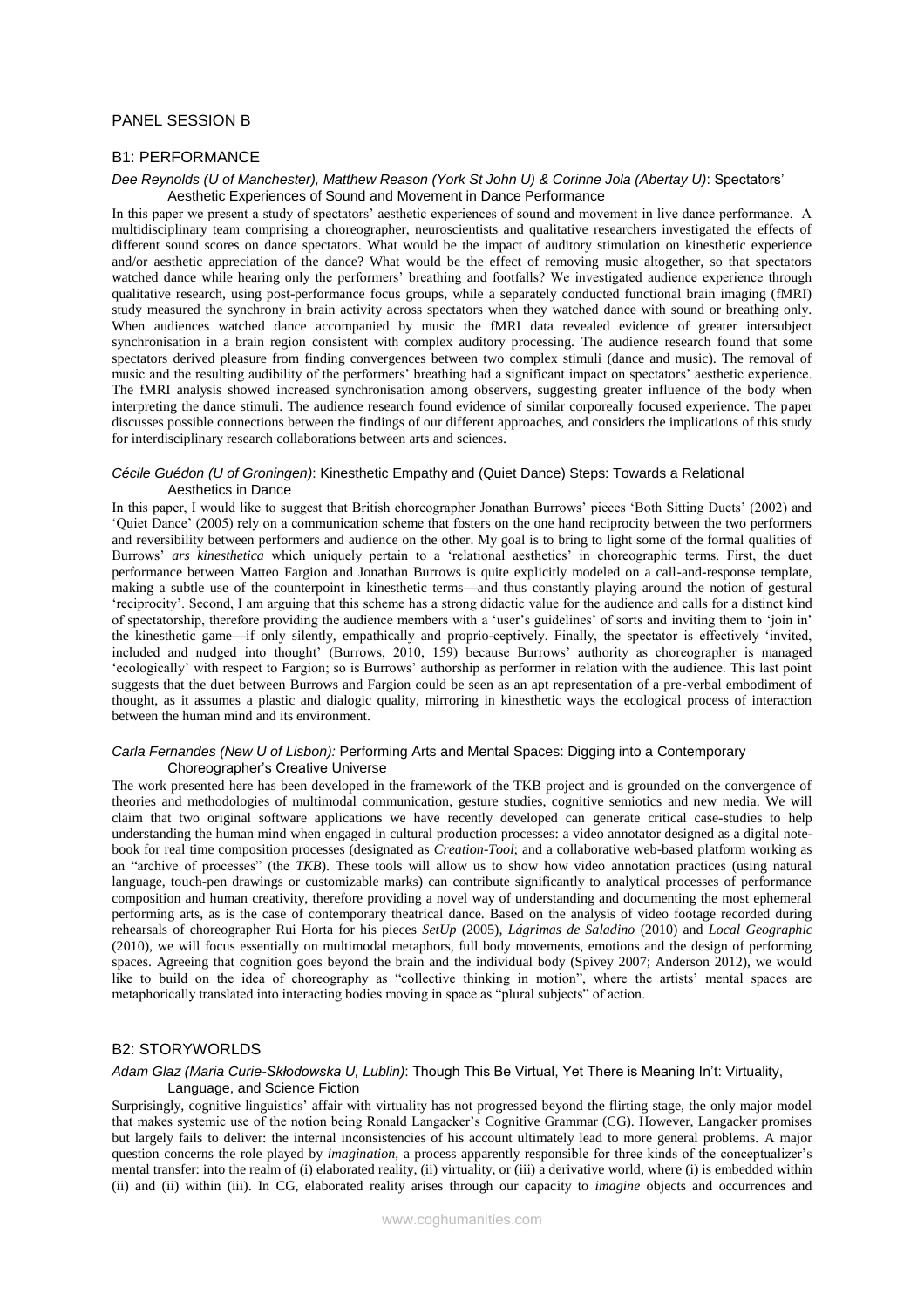## PANEL SESSION B

### B1: PERFORMANCE

*Dee Reynolds (U of Manchester), Matthew Reason (York St John U) & Corinne Jola (Abertay U)*: Spectators' Aesthetic Experiences of Sound and Movement in Dance Performance

In this paper we present a study of spectators' aesthetic experiences of sound and movement in live dance performance. A multidisciplinary team comprising a choreographer, neuroscientists and qualitative researchers investigated the effects of different sound scores on dance spectators. What would be the impact of auditory stimulation on kinesthetic experience and/or aesthetic appreciation of the dance? What would be the effect of removing music altogether, so that spectators watched dance while hearing only the performers' breathing and footfalls? We investigated audience experience through qualitative research, using post-performance focus groups, while a separately conducted functional brain imaging (fMRI) study measured the synchrony in brain activity across spectators when they watched dance with sound or breathing only. When audiences watched dance accompanied by music the fMRI data revealed evidence of greater intersubject synchronisation in a brain region consistent with complex auditory processing. The audience research found that some spectators derived pleasure from finding convergences between two complex stimuli (dance and music). The removal of music and the resulting audibility of the performers' breathing had a significant impact on spectators' aesthetic experience. The fMRI analysis showed increased synchronisation among observers, suggesting greater influence of the body when interpreting the dance stimuli. The audience research found evidence of similar corporeally focused experience. The paper discusses possible connections between the findings of our different approaches, and considers the implications of this study for interdisciplinary research collaborations between arts and sciences.

*Cécile Guédon (U of Groningen)*: Kinesthetic Empathy and (Quiet Dance) Steps: Towards a Relational Aesthetics in Dance

In this paper, I would like to suggest that British choreographer Jonathan Burrows' pieces 'Both Sitting Duets' (2002) and 'Quiet Dance' (2005) rely on a communication scheme that fosters on the one hand reciprocity between the two performers and reversibility between performers and audience on the other. My goal is to bring to light some of the formal qualities of Burrows' *ars kinesthetica* which uniquely pertain to a 'relational aesthetics' in choreographic terms. First, the duet performance between Matteo Fargion and Jonathan Burrows is quite explicitly modeled on a call-and-response template, making a subtle use of the counterpoint in kinesthetic terms—and thus constantly playing around the notion of gestural 'reciprocity'. Second, I am arguing that this scheme has a strong didactic value for the audience and calls for a distinct kind of spectatorship, therefore providing the audience members with a 'user's guidelines' of sorts and inviting them to 'join in' the kinesthetic game—if only silently, empathically and proprio-ceptively. Finally, the spectator is effectively 'invited, included and nudged into thought' (Burrows, 2010, 159) because Burrows' authority as choreographer is managed 'ecologically' with respect to Fargion; so is Burrows' authorship as performer in relation with the audience. This last point suggests that the duet between Burrows and Fargion could be seen as an apt representation of a pre-verbal embodiment of thought, as it assumes a plastic and dialogic quality, mirroring in kinesthetic ways the ecological process of interaction between the human mind and its environment.

*Carla Fernandes (New U of Lisbon):* Performing Arts and Mental Spaces: Digging into a Contemporary Choreographer's Creative Universe

The work presented here has been developed in the framework of the TKB project and is grounded on the convergence of theories and methodologies of multimodal communication, gesture studies, cognitive semiotics and new media. We will claim that two original software applications we have recently developed can generate critical case-studies to help understanding the human mind when engaged in cultural production processes: a video annotator designed as a digital note-book for real time composition processes (designated as *Creation-Tool*; and a collaborative web-based platform working as an "archive of processes" (the *TKB*). These tools will allow us to show how video annotation practices (using natural language, touch-pen drawings or customizable marks) can contribute significantly to analytical processes of performance composition and human creativity, therefore providing a novel way of understanding and documenting the most ephemeral performing arts, as is the case of contemporary theatrical dance. Based on the analysis of video footage recorded during rehearsals of choreographer Rui Horta for his pieces *SetUp* (2005), *Lágrimas de Saladino* (2010) and *Local Geographic* (2010), we will focus essentially on multimodal metaphors, full body movements, emotions and the design of performing spaces. Agreeing that cognition goes beyond the brain and the individual body (Spivey 2007; Anderson 2012), we would like to build on the idea of choreography as "collective thinking in motion", where the artists' mental spaces are metaphorically translated into interacting bodies moving in space as "plural subjects" of action.

### B2: STORYWORLDS

*Adam Glaz (Maria Curie-Skłodowska U, Lublin)*: Though This Be Virtual, Yet There is Meaning In't: Virtuality, Language, and Science Fiction

Surprisingly, cognitive linguistics' affair with virtuality has not progressed beyond the flirting stage, the only major model that makes systemic use of the notion being Ronald Langacker's Cognitive Grammar (CG). However, Langacker promises but largely fails to deliver: the internal inconsistencies of his account ultimately lead to more general problems. A major question concerns the role played by *imagination*, a process apparently responsible for three kinds of the conceptualizer's mental transfer: into the realm of (i) elaborated reality, (ii) virtuality, or (iii) a derivative world, where (i) is embedded within (ii) and (ii) within (iii). In CG, elaborated reality arises through our capacity to *imagine* objects and occurrences and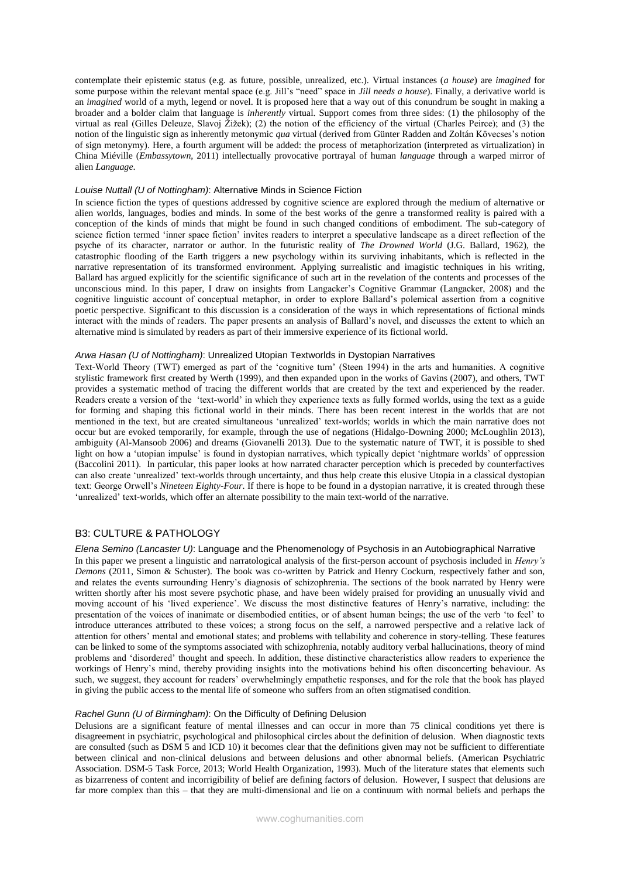contemplate their epistemic status (e.g. as future, possible, unrealized, etc.). Virtual instances (*a house*) are *imagined* for some purpose within the relevant mental space (e.g. Jill's "need" space in *Jill needs a house*). Finally, a derivative world is an *imagined* world of a myth, legend or novel. It is proposed here that a way out of this conundrum be sought in making a broader and a bolder claim that language is *inherently* virtual. Support comes from three sides: (1) the philosophy of the virtual as real (Gilles Deleuze, Slavoj Žižek); (2) the notion of the efficiency of the virtual (Charles Peirce); and (3) the notion of the linguistic sign as inherently metonymic *qua* virtual (derived from Günter Radden and Zoltán Kövecses's notion of sign metonymy). Here, a fourth argument will be added: the process of metaphorization (interpreted as virtualization) in China Miéville (*Embassytown*, 2011) intellectually provocative portrayal of human *language* through a warped mirror of alien *Language*.

*Louise Nuttall (U of Nottingham)*: Alternative Minds in Science Fiction

In science fiction the types of questions addressed by cognitive science are explored through the medium of alternative or alien worlds, languages, bodies and minds. In some of the best works of the genre a transformed reality is paired with a conception of the kinds of minds that might be found in such changed conditions of embodiment. The sub-category of science fiction termed 'inner space fiction' invites readers to interpret a speculative landscape as a direct reflection of the psyche of its character, narrator or author. In the futuristic reality of *The Drowned World* (J.G. Ballard, 1962), the catastrophic flooding of the Earth triggers a new psychology within its surviving inhabitants, which is reflected in the narrative representation of its transformed environment. Applying surrealistic and imagistic techniques in his writing, Ballard has argued explicitly for the scientific significance of such art in the revelation of the contents and processes of the unconscious mind. In this paper, I draw on insights from Langacker's Cognitive Grammar (Langacker, 2008) and the cognitive linguistic account of conceptual metaphor, in order to explore Ballard's polemical assertion from a cognitive poetic perspective. Significant to this discussion is a consideration of the ways in which representations of fictional minds interact with the minds of readers. The paper presents an analysis of Ballard's novel, and discusses the extent to which an alternative mind is simulated by readers as part of their immersive experience of its fictional world.

*Arwa Hasan (U of Nottingham)*: Unrealized Utopian Textworlds in Dystopian Narratives

Text-World Theory (TWT) emerged as part of the 'cognitive turn' (Steen 1994) in the arts and humanities. A cognitive stylistic framework first created by Werth (1999), and then expanded upon in the works of Gavins (2007), and others, TWT provides a systematic method of tracing the different worlds that are created by the text and experienced by the reader. Readers create a version of the 'text-world' in which they experience texts as fully formed worlds, using the text as a guide for forming and shaping this fictional world in their minds. There has been recent interest in the worlds that are not mentioned in the text, but are created simultaneous 'unrealized' text-worlds; worlds in which the main narrative does not occur but are evoked temporarily, for example, through the use of negations (Hidalgo-Downing 2000; McLoughlin 2013), ambiguity (Al-Mansoob 2006) and dreams (Giovanelli 2013). Due to the systematic nature of TWT, it is possible to shed light on how a 'utopian impulse' is found in dystopian narratives, which typically depict 'nightmare worlds' of oppression (Baccolini 2011). In particular, this paper looks at how narrated character perception which is preceded by counterfactives can also create 'unrealized' text-worlds through uncertainty, and thus help create this elusive Utopia in a classical dystopian text: George Orwell's *Nineteen Eighty-Four*. If there is hope to be found in a dystopian narrative, it is created through these 'unrealized' text-worlds, which offer an alternate possibility to the main text-world of the narrative.

## B3: CULTURE & PATHOLOGY

*Elena Semino (Lancaster U)*: Language and the Phenomenology of Psychosis in an Autobiographical Narrative

In this paper we present a linguistic and narratological analysis of the first-person account of psychosis included in *Henry's Demons* (2011, Simon & Schuster). The book was co-written by Patrick and Henry Cockurn, respectively father and son, and relates the events surrounding Henry's diagnosis of schizophrenia. The sections of the book narrated by Henry were written shortly after his most severe psychotic phase, and have been widely praised for providing an unusually vivid and moving account of his 'lived experience'. We discuss the most distinctive features of Henry's narrative, including: the presentation of the voices of inanimate or disembodied entities, or of absent human beings; the use of the verb 'to feel' to introduce utterances attributed to these voices; a strong focus on the self, a narrowed perspective and a relative lack of attention for others' mental and emotional states; and problems with tellability and coherence in story-telling. These features can be linked to some of the symptoms associated with schizophrenia, notably auditory verbal hallucinations, theory of mind problems and 'disordered' thought and speech. In addition, these distinctive characteristics allow readers to experience the workings of Henry's mind, thereby providing insights into the motivations behind his often disconcerting behaviour. As such, we suggest, they account for readers' overwhelmingly empathetic responses, and for the role that the book has played in giving the public access to the mental life of someone who suffers from an often stigmatised condition.

*Rachel Gunn (U of Birmingham)*: On the Difficulty of Defining Delusion

Delusions are a significant feature of mental illnesses and can occur in more than 75 clinical conditions yet there is disagreement in psychiatric, psychological and philosophical circles about the definition of delusion. When diagnostic texts are consulted (such as DSM 5 and ICD 10) it becomes clear that the definitions given may not be sufficient to differentiate between clinical and non-clinical delusions and between delusions and other abnormal beliefs. (American Psychiatric Association. DSM-5 Task Force, 2013; World Health Organization, 1993). Much of the literature states that elements such as bizarreness of content and incorrigibility of belief are defining factors of delusion. However, I suspect that delusions are far more complex than this – that they are multi-dimensional and lie on a continuum with normal beliefs and perhaps the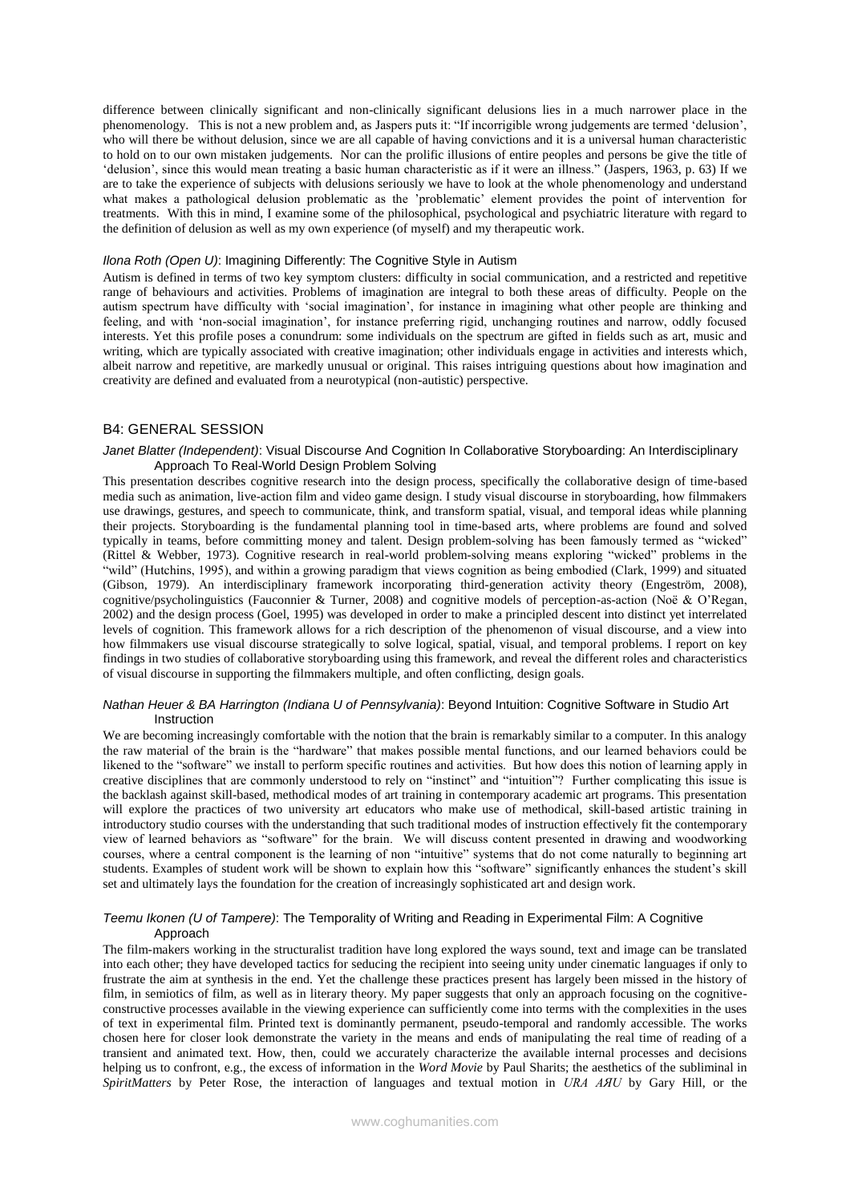difference between clinically significant and non-clinically significant delusions lies in a much narrower place in the phenomenology. This is not a new problem and, as Jaspers puts it: "If incorrigible wrong judgements are termed 'delusion', who will there be without delusion, since we are all capable of having convictions and it is a universal human characteristic to hold on to our own mistaken judgements. Nor can the prolific illusions of entire peoples and persons be give the title of 'delusion', since this would mean treating a basic human characteristic as if it were an illness." (Jaspers, 1963, p. 63) If we are to take the experience of subjects with delusions seriously we have to look at the whole phenomenology and understand what makes a pathological delusion problematic as the 'problematic' element provides the point of intervention for treatments. With this in mind, I examine some of the philosophical, psychological and psychiatric literature with regard to the definition of delusion as well as my own experience (of myself) and my therapeutic work.

*Ilona Roth (Open U)*: Imagining Differently: The Cognitive Style in Autism

Autism is defined in terms of two key symptom clusters: difficulty in social communication, and a restricted and repetitive range of behaviours and activities. Problems of imagination are integral to both these areas of difficulty. People on the autism spectrum have difficulty with 'social imagination', for instance in imagining what other people are thinking and feeling, and with 'non-social imagination', for instance preferring rigid, unchanging routines and narrow, oddly focused interests. Yet this profile poses a conundrum: some individuals on the spectrum are gifted in fields such as art, music and writing, which are typically associated with creative imagination; other individuals engage in activities and interests which, albeit narrow and repetitive, are markedly unusual or original. This raises intriguing questions about how imagination and creativity are defined and evaluated from a neurotypical (non-autistic) perspective.

## B4: GENERAL SESSION

*Janet Blatter (Independent)*: Visual Discourse And Cognition In Collaborative Storyboarding: An Interdisciplinary Approach To Real-World Design Problem Solving

This presentation describes cognitive research into the design process, specifically the collaborative design of time-based media such as animation, live-action film and video game design. I study visual discourse in storyboarding, how filmmakers use drawings, gestures, and speech to communicate, think, and transform spatial, visual, and temporal ideas while planning their projects. Storyboarding is the fundamental planning tool in time-based arts, where problems are found and solved typically in teams, before committing money and talent. Design problem-solving has been famously termed as "wicked" (Rittel & Webber, 1973). Cognitive research in real-world problem-solving means exploring "wicked" problems in the "wild" (Hutchins, 1995), and within a growing paradigm that views cognition as being embodied (Clark, 1999) and situated (Gibson, 1979). An interdisciplinary framework incorporating third-generation activity theory (Engeström, 2008), cognitive/psycholinguistics (Fauconnier & Turner, 2008) and cognitive models of perception-as-action (Noë & O'Regan, 2002) and the design process (Goel, 1995) was developed in order to make a principled descent into distinct yet interrelated levels of cognition. This framework allows for a rich description of the phenomenon of visual discourse, and a view into how filmmakers use visual discourse strategically to solve logical, spatial, visual, and temporal problems. I report on key findings in two studies of collaborative storyboarding using this framework, and reveal the different roles and characteristics of visual discourse in supporting the filmmakers multiple, and often conflicting, design goals.

*Nathan Heuer & BA Harrington (Indiana U of Pennsylvania)*: Beyond Intuition: Cognitive Software in Studio Art Instruction

We are becoming increasingly comfortable with the notion that the brain is remarkably similar to a computer. In this analogy the raw material of the brain is the "hardware" that makes possible mental functions, and our learned behaviors could be likened to the "software" we install to perform specific routines and activities. But how does this notion of learning apply in creative disciplines that are commonly understood to rely on "instinct" and "intuition"? Further complicating this issue is the backlash against skill-based, methodical modes of art training in contemporary academic art programs. This presentation will explore the practices of two university art educators who make use of methodical, skill-based artistic training in introductory studio courses with the understanding that such traditional modes of instruction effectively fit the contemporary view of learned behaviors as "software" for the brain. We will discuss content presented in drawing and woodworking courses, where a central component is the learning of non "intuitive" systems that do not come naturally to beginning art students. Examples of student work will be shown to explain how this "software" significantly enhances the student's skill set and ultimately lays the foundation for the creation of increasingly sophisticated art and design work.

*Teemu Ikonen (U of Tampere)*: The Temporality of Writing and Reading in Experimental Film: A Cognitive Approach

The film-makers working in the structuralist tradition have long explored the ways sound, text and image can be translated into each other; they have developed tactics for seducing the recipient into seeing unity under cinematic languages if only to frustrate the aim at synthesis in the end. Yet the challenge these practices present has largely been missed in the history of film, in semiotics of film, as well as in literary theory. My paper suggests that only an approach focusing on the cognitive-constructive processes available in the viewing experience can sufficiently come into terms with the complexities in the uses of text in experimental film. Printed text is dominantly permanent, pseudo-temporal and randomly accessible. The works chosen here for closer look demonstrate the variety in the means and ends of manipulating the real time of reading of a transient and animated text. How, then, could we accurately characterize the available internal processes and decisions helping us to confront, e.g., the excess of information in the *Word Movie* by Paul Sharits; the aesthetics of the subliminal in *SpiritMatters* by Peter Rose, the interaction of languages and textual motion in *URA AЯU* by Gary Hill, or the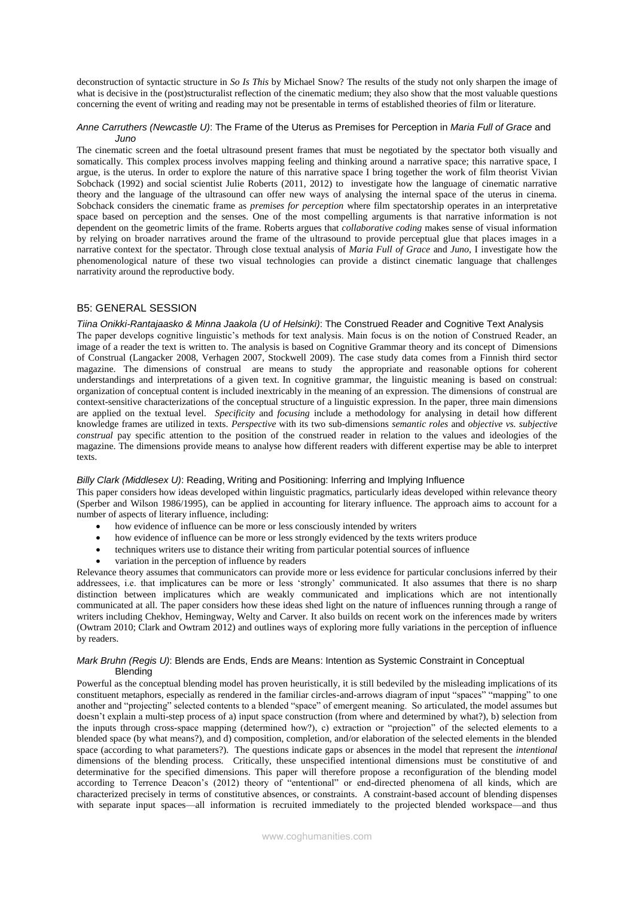deconstruction of syntactic structure in *So Is This* by Michael Snow? The results of the study not only sharpen the image of what is decisive in the (post)structuralist reflection of the cinematic medium; they also show that the most valuable questions concerning the event of writing and reading may not be presentable in terms of established theories of film or literature.

*Anne Carruthers (Newcastle U)*: The Frame of the Uterus as Premises for Perception in *Maria Full of Grace* and *Juno*

The cinematic screen and the foetal ultrasound present frames that must be negotiated by the spectator both visually and somatically. This complex process involves mapping feeling and thinking around a narrative space; this narrative space, I argue, is the uterus. In order to explore the nature of this narrative space I bring together the work of film theorist Vivian Sobchack (1992) and social scientist Julie Roberts (2011, 2012) to investigate how the language of cinematic narrative theory and the language of the ultrasound can offer new ways of analysing the internal space of the uterus in cinema. Sobchack considers the cinematic frame as *premises for perception* where film spectatorship operates in an interpretative space based on perception and the senses. One of the most compelling arguments is that narrative information is not dependent on the geometric limits of the frame. Roberts argues that *collaborative coding* makes sense of visual information by relying on broader narratives around the frame of the ultrasound to provide perceptual glue that places images in a narrative context for the spectator. Through close textual analysis of *Maria Full of Grace* and *Juno*, I investigate how the phenomenological nature of these two visual technologies can provide a distinct cinematic language that challenges narrativity around the reproductive body.

## B5: GENERAL SESSION

*Tiina Onikki-Rantajaasko & Minna Jaakola (U of Helsinki)*: The Construed Reader and Cognitive Text Analysis

The paper develops cognitive linguistic's methods for text analysis. Main focus is on the notion of Construed Reader, an image of a reader the text is written to. The analysis is based on Cognitive Grammar theory and its concept of Dimensions of Construal (Langacker 2008, Verhagen 2007, Stockwell 2009). The case study data comes from a Finnish third sector magazine. The dimensions of construal are means to study the appropriate and reasonable options for coherent understandings and interpretations of a given text. In cognitive grammar, the linguistic meaning is based on construal: organization of conceptual content is included inextricably in the meaning of an expression. The dimensions of construal are context-sensitive characterizations of the conceptual structure of a linguistic expression. In the paper, three main dimensions are applied on the textual level. *Specificity* and *focusing* include a methodology for analysing in detail how different knowledge frames are utilized in texts. *Perspective* with its two sub-dimensions *semantic roles* and *objective vs. subjective construal* pay specific attention to the position of the construed reader in relation to the values and ideologies of the magazine. The dimensions provide means to analyse how different readers with different expertise may be able to interpret texts.

*Billy Clark (Middlesex U)*: Reading, Writing and Positioning: Inferring and Implying Influence

This paper considers how ideas developed within linguistic pragmatics, particularly ideas developed within relevance theory (Sperber and Wilson 1986/1995), can be applied in accounting for literary influence. The approach aims to account for a number of aspects of literary influence, including:

- how evidence of influence can be more or less consciously intended by writers
- how evidence of influence can be more or less strongly evidenced by the texts writers produce
- techniques writers use to distance their writing from particular potential sources of influence
- variation in the perception of influence by readers

Relevance theory assumes that communicators can provide more or less evidence for particular conclusions inferred by their addressees, i.e. that implicatures can be more or less 'strongly' communicated. It also assumes that there is no sharp distinction between implicatures which are weakly communicated and implications which are not intentionally communicated at all. The paper considers how these ideas shed light on the nature of influences running through a range of writers including Chekhov, Hemingway, Welty and Carver. It also builds on recent work on the inferences made by writers (Owtram 2010; Clark and Owtram 2012) and outlines ways of exploring more fully variations in the perception of influence by readers.

*Mark Bruhn (Regis U)*: Blends are Ends, Ends are Means: Intention as Systemic Constraint in Conceptual Blending

Powerful as the conceptual blending model has proven heuristically, it is still bedeviled by the misleading implications of its constituent metaphors, especially as rendered in the familiar circles-and-arrows diagram of input "spaces" "mapping" to one another and "projecting" selected contents to a blended "space" of emergent meaning. So articulated, the model assumes but doesn't explain a multi-step process of a) input space construction (from where and determined by what?), b) selection from the inputs through cross-space mapping (determined how?), c) extraction or "projection" of the selected elements to a blended space (by what means?), and d) composition, completion, and/or elaboration of the selected elements in the blended space (according to what parameters?). The questions indicate gaps or absences in the model that represent the *intentional* dimensions of the blending process. Critically, these unspecified intentional dimensions must be constitutive of and determinative for the specified dimensions. This paper will therefore propose a reconfiguration of the blending model according to Terrence Deacon's (2012) theory of "ententional" or end-directed phenomena of all kinds, which are characterized precisely in terms of constitutive absences, or constraints. A constraint-based account of blending dispenses with separate input spaces—all information is recruited immediately to the projected blended workspace—and thus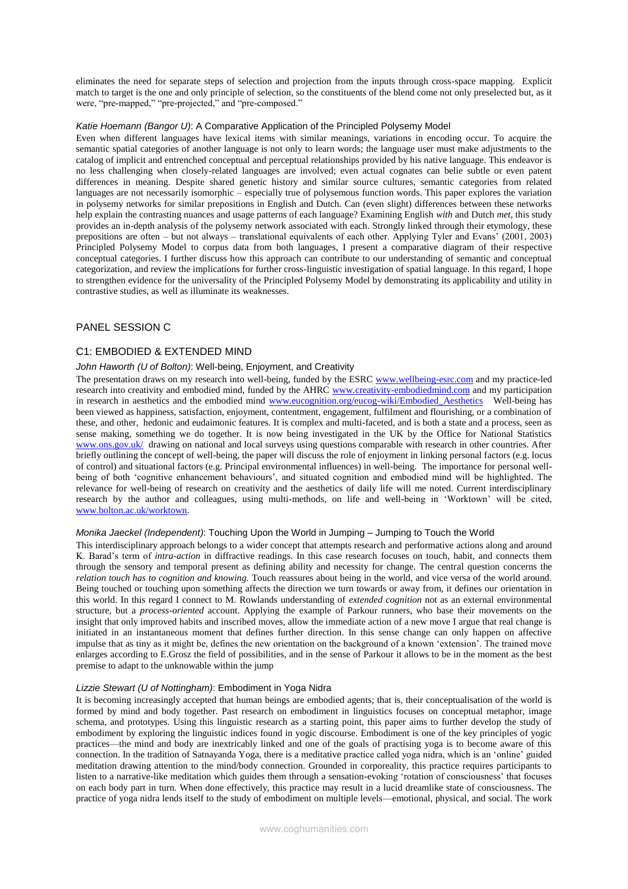eliminates the need for separate steps of selection and projection from the inputs through cross-space mapping. Explicit match to target is the one and only principle of selection, so the constituents of the blend come not only preselected but, as it were, "pre-mapped," "pre-projected," and "pre-composed."

*Katie Hoemann (Bangor U)*: A Comparative Application of the Principled Polysemy Model

Even when different languages have lexical items with similar meanings, variations in encoding occur. To acquire the semantic spatial categories of another language is not only to learn words; the language user must make adjustments to the catalog of implicit and entrenched conceptual and perceptual relationships provided by his native language. This endeavor is no less challenging when closely-related languages are involved; even actual cognates can belie subtle or even patent differences in meaning. Despite shared genetic history and similar source cultures, semantic categories from related languages are not necessarily isomorphic – especially true of polysemous function words. This paper explores the variation in polysemy networks for similar prepositions in English and Dutch. Can (even slight) differences between these networks help explain the contrasting nuances and usage patterns of each language? Examining English *with* and Dutch *met*, this study provides an in-depth analysis of the polysemy network associated with each. Strongly linked through their etymology, these prepositions are often – but not always – translational equivalents of each other. Applying Tyler and Evans' (2001, 2003) Principled Polysemy Model to corpus data from both languages, I present a comparative diagram of their respective conceptual categories. I further discuss how this approach can contribute to our understanding of semantic and conceptual categorization, and review the implications for further cross-linguistic investigation of spatial language. In this regard, I hope to strengthen evidence for the universality of the Principled Polysemy Model by demonstrating its applicability and utility in contrastive studies, as well as illuminate its weaknesses.

## PANEL SESSION C

### C1: EMBODIED & EXTENDED MIND

*John Haworth (U of Bolton)*: Well-being, Enjoyment, and Creativity

The presentation draws on my research into well-being, funded by the ESRC www.wellbeing-esrc.com and my practice-led research into creativity and embodied mind, funded by the AHRC www.creativity-embodiedmind.com and my participation in research in aesthetics and the embodied mind www.eucognition.org/eucog-wiki/Embodied_Aesthetics Well-being has been viewed as happiness, satisfaction, enjoyment, contentment, engagement, fulfilment and flourishing, or a combination of these, and other, hedonic and eudaimonic features. It is complex and multi-faceted, and is both a state and a process, seen as sense making, something we do together. It is now being investigated in the UK by the Office for National Statistics www.ons.gov.uk/ drawing on national and local surveys using questions comparable with research in other countries. After briefly outlining the concept of well-being, the paper will discuss the role of enjoyment in linking personal factors (e.g. locus of control) and situational factors (e.g. Principal environmental influences) in well-being. The importance for personal well-being of both 'cognitive enhancement behaviours', and situated cognition and embodied mind will be highlighted. The relevance for well-being of research on creativity and the aesthetics of daily life will me noted. Current interdisciplinary research by the author and colleagues, using multi-methods, on life and well-being in 'Worktown' will be cited, www.bolton.ac.uk/worktown.

*Monika Jaeckel (Independent)*: Touching Upon the World in Jumping – Jumping to Touch the World

This interdisciplinary approach belongs to a wider concept that attempts research and performative actions along and around K. Barad's term of *intra-action* in diffractive readings. In this case research focuses on touch, habit, and connects them through the sensory and temporal present as defining ability and necessity for change. The central question concerns the *relation touch has to cognition and knowing.* Touch reassures about being in the world, and vice versa of the world around. Being touched or touching upon something affects the direction we turn towards or away from, it defines our orientation in this world. In this regard I connect to M. Rowlands understanding of *extended cognition* not as an external environmental structure, but a *process-oriented* account. Applying the example of Parkour runners, who base their movements on the insight that only improved habits and inscribed moves, allow the immediate action of a new move I argue that real change is initiated in an instantaneous moment that defines further direction. In this sense change can only happen on affective impulse that as tiny as it might be, defines the new orientation on the background of a known 'extension'. The trained move enlarges according to E.Grosz the field of possibilities, and in the sense of Parkour it allows to be in the moment as the best premise to adapt to the unknowable within the jump

*Lizzie Stewart (U of Nottingham)*: Embodiment in Yoga Nidra

It is becoming increasingly accepted that human beings are embodied agents; that is, their conceptualisation of the world is formed by mind and body together. Past research on embodiment in linguistics focuses on conceptual metaphor, image schema, and prototypes. Using this linguistic research as a starting point, this paper aims to further develop the study of embodiment by exploring the linguistic indices found in yogic discourse. Embodiment is one of the key principles of yogic practices—the mind and body are inextricably linked and one of the goals of practising yoga is to become aware of this connection. In the tradition of Satnayanda Yoga, there is a meditative practice called yoga nidra, which is an 'online' guided meditation drawing attention to the mind/body connection. Grounded in corporeality, this practice requires participants to listen to a narrative-like meditation which guides them through a sensation-evoking 'rotation of consciousness' that focuses on each body part in turn. When done effectively, this practice may result in a lucid dreamlike state of consciousness. The practice of yoga nidra lends itself to the study of embodiment on multiple levels—emotional, physical, and social. The work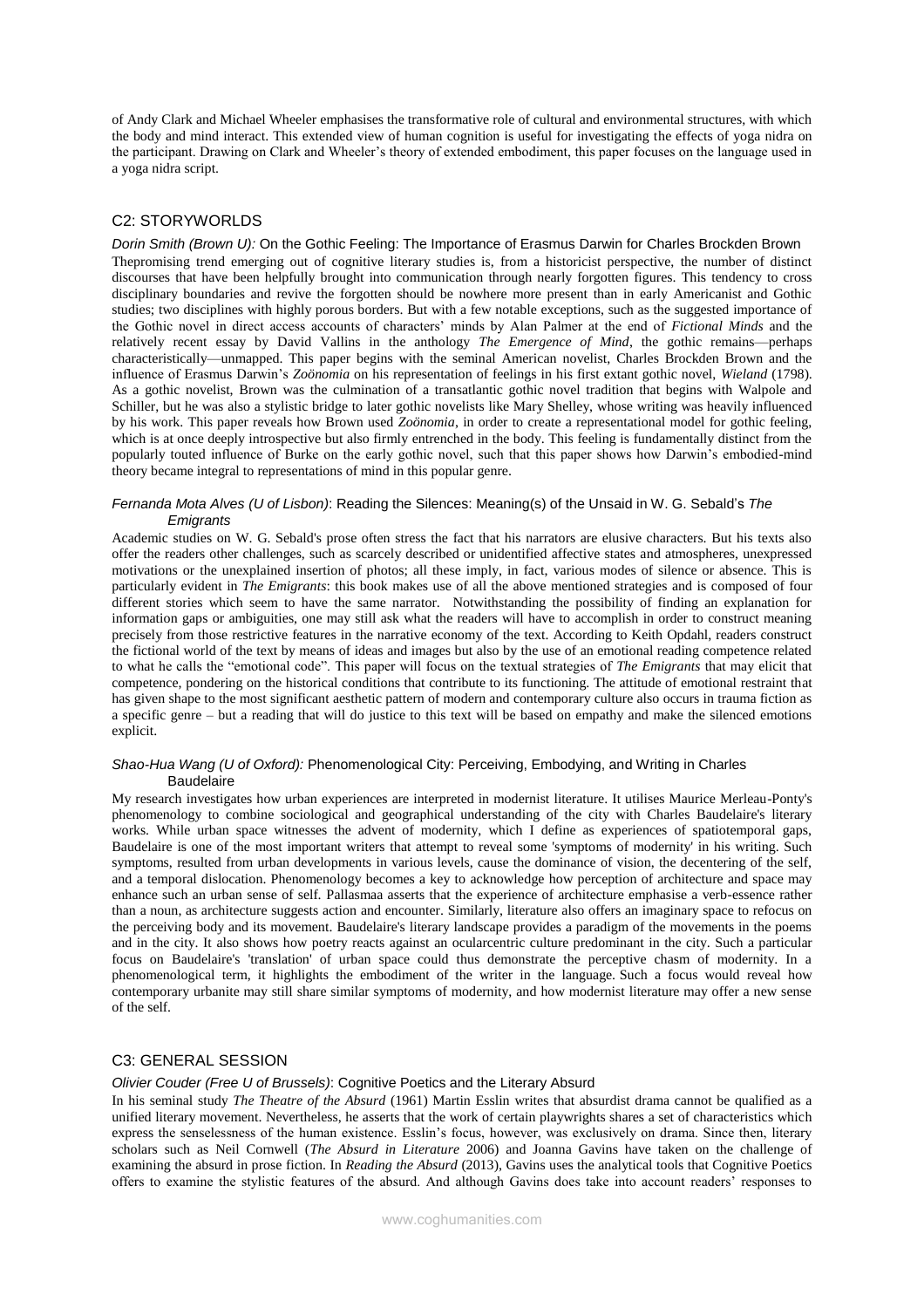of Andy Clark and Michael Wheeler emphasises the transformative role of cultural and environmental structures, with which the body and mind interact. This extended view of human cognition is useful for investigating the effects of yoga nidra on the participant. Drawing on Clark and Wheeler's theory of extended embodiment, this paper focuses on the language used in a yoga nidra script.

## C2: STORYWORLDS

### *Dorin Smith (Brown U):* On the Gothic Feeling: The Importance of Erasmus Darwin for Charles Brockden Brown

Thepromising trend emerging out of cognitive literary studies is, from a historicist perspective, the number of distinct discourses that have been helpfully brought into communication through nearly forgotten figures. This tendency to cross disciplinary boundaries and revive the forgotten should be nowhere more present than in early Americanist and Gothic studies; two disciplines with highly porous borders. But with a few notable exceptions, such as the suggested importance of the Gothic novel in direct access accounts of characters' minds by Alan Palmer at the end of *Fictional Minds* and the relatively recent essay by David Vallins in the anthology *The Emergence of Mind*, the gothic remains—perhaps characteristically—unmapped. This paper begins with the seminal American novelist, Charles Brockden Brown and the influence of Erasmus Darwin's *Zoönomia* on his representation of feelings in his first extant gothic novel, *Wieland* (1798). As a gothic novelist, Brown was the culmination of a transatlantic gothic novel tradition that begins with Walpole and Schiller, but he was also a stylistic bridge to later gothic novelists like Mary Shelley, whose writing was heavily influenced by his work. This paper reveals how Brown used *Zoönomia*, in order to create a representational model for gothic feeling, which is at once deeply introspective but also firmly entrenched in the body. This feeling is fundamentally distinct from the popularly touted influence of Burke on the early gothic novel, such that this paper shows how Darwin's embodied-mind theory became integral to representations of mind in this popular genre.

### *Fernanda Mota Alves (U of Lisbon)*: Reading the Silences: Meaning(s) of the Unsaid in W. G. Sebald's *The Emigrants*

Academic studies on W. G. Sebald's prose often stress the fact that his narrators are elusive characters. But his texts also offer the readers other challenges, such as scarcely described or unidentified affective states and atmospheres, unexpressed motivations or the unexplained insertion of photos; all these imply, in fact, various modes of silence or absence. This is particularly evident in *The Emigrants*: this book makes use of all the above mentioned strategies and is composed of four different stories which seem to have the same narrator. Notwithstanding the possibility of finding an explanation for information gaps or ambiguities, one may still ask what the readers will have to accomplish in order to construct meaning precisely from those restrictive features in the narrative economy of the text. According to Keith Opdahl, readers construct the fictional world of the text by means of ideas and images but also by the use of an emotional reading competence related to what he calls the "emotional code". This paper will focus on the textual strategies of *The Emigrants* that may elicit that competence, pondering on the historical conditions that contribute to its functioning. The attitude of emotional restraint that has given shape to the most significant aesthetic pattern of modern and contemporary culture also occurs in trauma fiction as a specific genre – but a reading that will do justice to this text will be based on empathy and make the silenced emotions explicit.

### *Shao-Hua Wang (U of Oxford):* Phenomenological City: Perceiving, Embodying, and Writing in Charles Baudelaire

My research investigates how urban experiences are interpreted in modernist literature. It utilises Maurice Merleau-Ponty's phenomenology to combine sociological and geographical understanding of the city with Charles Baudelaire's literary works. While urban space witnesses the advent of modernity, which I define as experiences of spatiotemporal gaps, Baudelaire is one of the most important writers that attempt to reveal some 'symptoms of modernity' in his writing. Such symptoms, resulted from urban developments in various levels, cause the dominance of vision, the decentering of the self, and a temporal dislocation. Phenomenology becomes a key to acknowledge how perception of architecture and space may enhance such an urban sense of self. Pallasmaa asserts that the experience of architecture emphasise a verb-essence rather than a noun, as architecture suggests action and encounter. Similarly, literature also offers an imaginary space to refocus on the perceiving body and its movement. Baudelaire's literary landscape provides a paradigm of the movements in the poems and in the city. It also shows how poetry reacts against an ocularcentric culture predominant in the city. Such a particular focus on Baudelaire's 'translation' of urban space could thus demonstrate the perceptive chasm of modernity. In a phenomenological term, it highlights the embodiment of the writer in the language. Such a focus would reveal how contemporary urbanite may still share similar symptoms of modernity, and how modernist literature may offer a new sense of the self.

## C3: GENERAL SESSION

### *Olivier Couder (Free U of Brussels)*: Cognitive Poetics and the Literary Absurd

In his seminal study *The Theatre of the Absurd* (1961) Martin Esslin writes that absurdist drama cannot be qualified as a unified literary movement. Nevertheless, he asserts that the work of certain playwrights shares a set of characteristics which express the senselessness of the human existence. Esslin's focus, however, was exclusively on drama. Since then, literary scholars such as Neil Cornwell (*The Absurd in Literature* 2006) and Joanna Gavins have taken on the challenge of examining the absurd in prose fiction. In *Reading the Absurd* (2013), Gavins uses the analytical tools that Cognitive Poetics offers to examine the stylistic features of the absurd. And although Gavins does take into account readers' responses to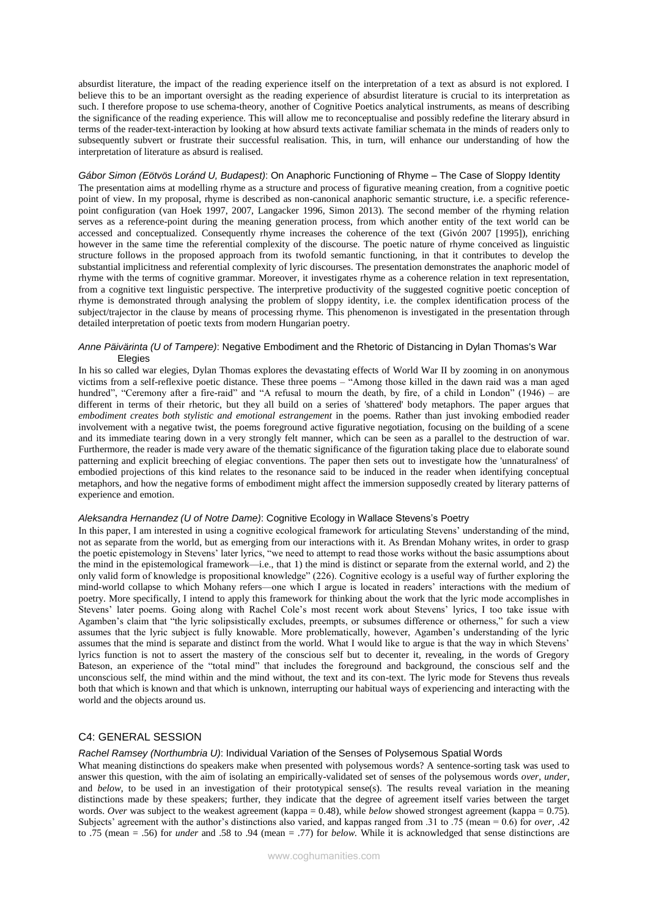absurdist literature, the impact of the reading experience itself on the interpretation of a text as absurd is not explored. I believe this to be an important oversight as the reading experience of absurdist literature is crucial to its interpretation as such. I therefore propose to use schema-theory, another of Cognitive Poetics analytical instruments, as means of describing the significance of the reading experience. This will allow me to reconceptualise and possibly redefine the literary absurd in terms of the reader-text-interaction by looking at how absurd texts activate familiar schemata in the minds of readers only to subsequently subvert or frustrate their successful realisation. This, in turn, will enhance our understanding of how the interpretation of literature as absurd is realised.

*Gábor Simon (Eötvös Loránd U, Budapest)*: On Anaphoric Functioning of Rhyme – The Case of Sloppy Identity

The presentation aims at modelling rhyme as a structure and process of figurative meaning creation, from a cognitive poetic point of view. In my proposal, rhyme is described as non-canonical anaphoric semantic structure, i.e. a specific reference-point configuration (van Hoek 1997, 2007, Langacker 1996, Simon 2013). The second member of the rhyming relation serves as a reference-point during the meaning generation process, from which another entity of the text world can be accessed and conceptualized. Consequently rhyme increases the coherence of the text (Givón 2007 [1995]), enriching however in the same time the referential complexity of the discourse. The poetic nature of rhyme conceived as linguistic structure follows in the proposed approach from its twofold semantic functioning, in that it contributes to develop the substantial implicitness and referential complexity of lyric discourses. The presentation demonstrates the anaphoric model of rhyme with the terms of cognitive grammar. Moreover, it investigates rhyme as a coherence relation in text representation, from a cognitive text linguistic perspective. The interpretive productivity of the suggested cognitive poetic conception of rhyme is demonstrated through analysing the problem of sloppy identity, i.e. the complex identification process of the subject/trajector in the clause by means of processing rhyme. This phenomenon is investigated in the presentation through detailed interpretation of poetic texts from modern Hungarian poetry.

*Anne Päivärinta (U of Tampere)*: Negative Embodiment and the Rhetoric of Distancing in Dylan Thomas's War Elegies

In his so called war elegies, Dylan Thomas explores the devastating effects of World War II by zooming in on anonymous victims from a self-reflexive poetic distance. These three poems – "Among those killed in the dawn raid was a man aged hundred", "Ceremony after a fire-raid" and "A refusal to mourn the death, by fire, of a child in London" (1946) – are different in terms of their rhetoric, but they all build on a series of 'shattered' body metaphors. The paper argues that *embodiment creates both stylistic and emotional estrangement* in the poems. Rather than just invoking embodied reader involvement with a negative twist, the poems foreground active figurative negotiation, focusing on the building of a scene and its immediate tearing down in a very strongly felt manner, which can be seen as a parallel to the destruction of war. Furthermore, the reader is made very aware of the thematic significance of the figuration taking place due to elaborate sound patterning and explicit breeching of elegiac conventions. The paper then sets out to investigate how the 'unnaturalness' of embodied projections of this kind relates to the resonance said to be induced in the reader when identifying conceptual metaphors, and how the negative forms of embodiment might affect the immersion supposedly created by literary patterns of experience and emotion.

*Aleksandra Hernandez (U of Notre Dame)*: Cognitive Ecology in Wallace Stevens's Poetry

In this paper, I am interested in using a cognitive ecological framework for articulating Stevens' understanding of the mind, not as separate from the world, but as emerging from our interactions with it. As Brendan Mohany writes, in order to grasp the poetic epistemology in Stevens' later lyrics, "we need to attempt to read those works without the basic assumptions about the mind in the epistemological framework—i.e., that 1) the mind is distinct or separate from the external world, and 2) the only valid form of knowledge is propositional knowledge" (226). Cognitive ecology is a useful way of further exploring the mind-world collapse to which Mohany refers—one which I argue is located in readers' interactions with the medium of poetry. More specifically, I intend to apply this framework for thinking about the work that the lyric mode accomplishes in Stevens' later poems. Going along with Rachel Cole's most recent work about Stevens' lyrics, I too take issue with Agamben's claim that "the lyric solipsistically excludes, preempts, or subsumes difference or otherness," for such a view assumes that the lyric subject is fully knowable. More problematically, however, Agamben's understanding of the lyric assumes that the mind is separate and distinct from the world. What I would like to argue is that the way in which Stevens' lyrics function is not to assert the mastery of the conscious self but to decenter it, revealing, in the words of Gregory Bateson, an experience of the "total mind" that includes the foreground and background, the conscious self and the unconscious self, the mind within and the mind without, the text and its con-text. The lyric mode for Stevens thus reveals both that which is known and that which is unknown, interrupting our habitual ways of experiencing and interacting with the world and the objects around us.

## C4: GENERAL SESSION

*Rachel Ramsey (Northumbria U)*: Individual Variation of the Senses of Polysemous Spatial Words

What meaning distinctions do speakers make when presented with polysemous words? A sentence-sorting task was used to answer this question, with the aim of isolating an empirically-validated set of senses of the polysemous words *over*, *under*, and *below*, to be used in an investigation of their prototypical sense(s). The results reveal variation in the meaning distinctions made by these speakers; further, they indicate that the degree of agreement itself varies between the target words. *Over* was subject to the weakest agreement (kappa = 0.48), while *below* showed strongest agreement (kappa = 0.75). Subjects' agreement with the author's distinctions also varied, and kappas ranged from .31 to .75 (mean = 0.6) for *over*, .42 to .75 (mean = .56) for *under* and .58 to .94 (mean = .77) for *below*. While it is acknowledged that sense distinctions are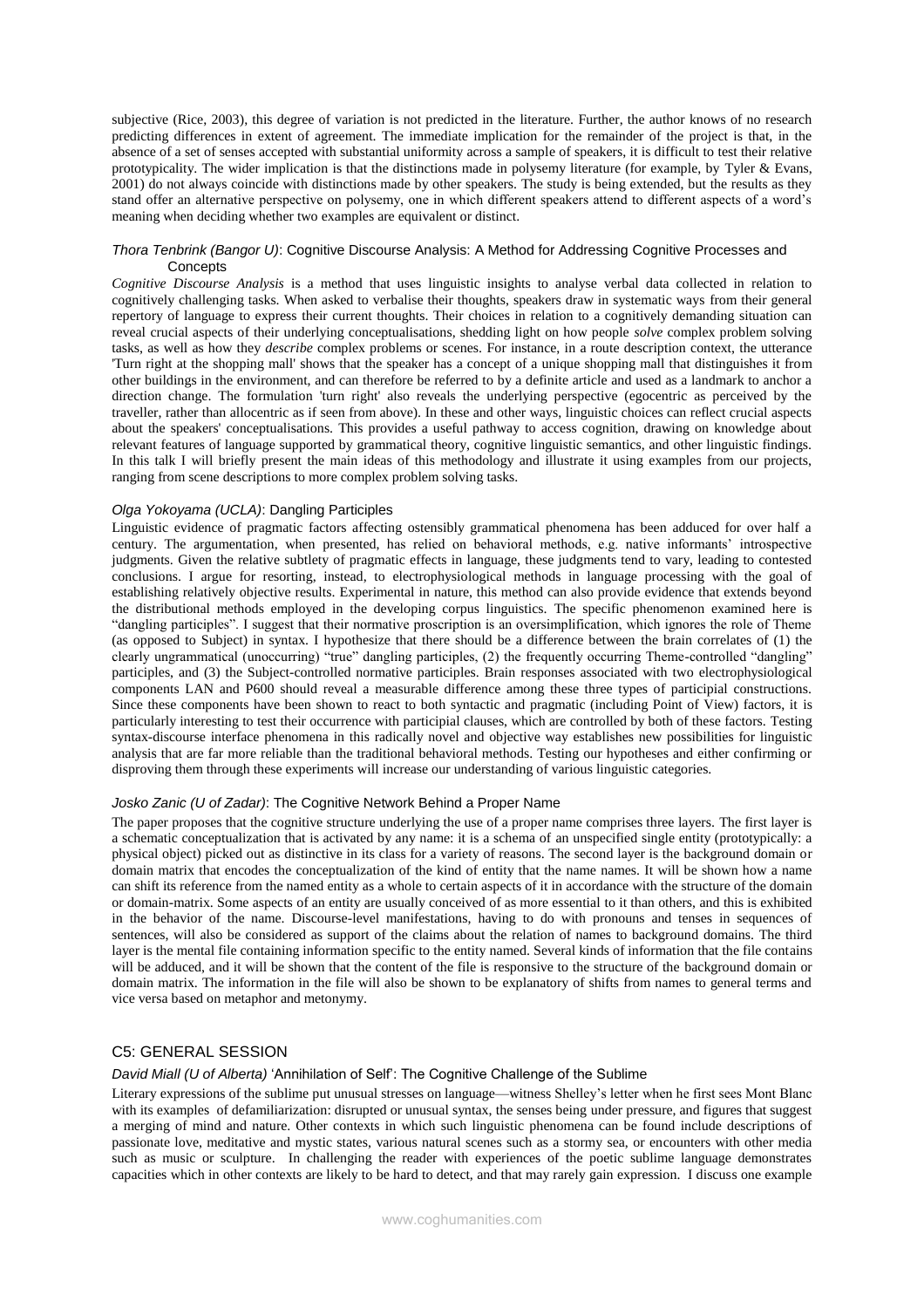subjective (Rice, 2003), this degree of variation is not predicted in the literature. Further, the author knows of no research predicting differences in extent of agreement. The immediate implication for the remainder of the project is that, in the absence of a set of senses accepted with substantial uniformity across a sample of speakers, it is difficult to test their relative prototypicality. The wider implication is that the distinctions made in polysemy literature (for example, by Tyler & Evans, 2001) do not always coincide with distinctions made by other speakers. The study is being extended, but the results as they stand offer an alternative perspective on polysemy, one in which different speakers attend to different aspects of a word's meaning when deciding whether two examples are equivalent or distinct.

*Thora Tenbrink (Bangor U)*: Cognitive Discourse Analysis: A Method for Addressing Cognitive Processes and Concepts

*Cognitive Discourse Analysis* is a method that uses linguistic insights to analyse verbal data collected in relation to cognitively challenging tasks. When asked to verbalise their thoughts, speakers draw in systematic ways from their general repertory of language to express their current thoughts. Their choices in relation to a cognitively demanding situation can reveal crucial aspects of their underlying conceptualisations, shedding light on how people *solve* complex problem solving tasks, as well as how they *describe* complex problems or scenes. For instance, in a route description context, the utterance 'Turn right at the shopping mall' shows that the speaker has a concept of a unique shopping mall that distinguishes it from other buildings in the environment, and can therefore be referred to by a definite article and used as a landmark to anchor a direction change. The formulation 'turn right' also reveals the underlying perspective (egocentric as perceived by the traveller, rather than allocentric as if seen from above). In these and other ways, linguistic choices can reflect crucial aspects about the speakers' conceptualisations. This provides a useful pathway to access cognition, drawing on knowledge about relevant features of language supported by grammatical theory, cognitive linguistic semantics, and other linguistic findings. In this talk I will briefly present the main ideas of this methodology and illustrate it using examples from our projects, ranging from scene descriptions to more complex problem solving tasks.

*Olga Yokoyama (UCLA)*: Dangling Participles

Linguistic evidence of pragmatic factors affecting ostensibly grammatical phenomena has been adduced for over half a century. The argumentation, when presented, has relied on behavioral methods, e.g. native informants' introspective judgments. Given the relative subtlety of pragmatic effects in language, these judgments tend to vary, leading to contested conclusions. I argue for resorting, instead, to electrophysiological methods in language processing with the goal of establishing relatively objective results. Experimental in nature, this method can also provide evidence that extends beyond the distributional methods employed in the developing corpus linguistics. The specific phenomenon examined here is "dangling participles". I suggest that their normative proscription is an oversimplification, which ignores the role of Theme (as opposed to Subject) in syntax. I hypothesize that there should be a difference between the brain correlates of (1) the clearly ungrammatical (unoccurring) "true" dangling participles, (2) the frequently occurring Theme-controlled "dangling" participles, and (3) the Subject-controlled normative participles. Brain responses associated with two electrophysiological components LAN and P600 should reveal a measurable difference among these three types of participial constructions. Since these components have been shown to react to both syntactic and pragmatic (including Point of View) factors, it is particularly interesting to test their occurrence with participial clauses, which are controlled by both of these factors. Testing syntax-discourse interface phenomena in this radically novel and objective way establishes new possibilities for linguistic analysis that are far more reliable than the traditional behavioral methods. Testing our hypotheses and either confirming or disproving them through these experiments will increase our understanding of various linguistic categories.

*Josko Zanic (U of Zadar)*: The Cognitive Network Behind a Proper Name

The paper proposes that the cognitive structure underlying the use of a proper name comprises three layers. The first layer is a schematic conceptualization that is activated by any name: it is a schema of an unspecified single entity (prototypically: a physical object) picked out as distinctive in its class for a variety of reasons. The second layer is the background domain or domain matrix that encodes the conceptualization of the kind of entity that the name names. It will be shown how a name can shift its reference from the named entity as a whole to certain aspects of it in accordance with the structure of the domain or domain-matrix. Some aspects of an entity are usually conceived of as more essential to it than others, and this is exhibited in the behavior of the name. Discourse-level manifestations, having to do with pronouns and tenses in sequences of sentences, will also be considered as support of the claims about the relation of names to background domains. The third layer is the mental file containing information specific to the entity named. Several kinds of information that the file contains will be adduced, and it will be shown that the content of the file is responsive to the structure of the background domain or domain matrix. The information in the file will also be shown to be explanatory of shifts from names to general terms and vice versa based on metaphor and metonymy.

## C5: GENERAL SESSION

*David Miall (U of Alberta)* 'Annihilation of Self': The Cognitive Challenge of the Sublime

Literary expressions of the sublime put unusual stresses on language—witness Shelley's letter when he first sees Mont Blanc with its examples of defamiliarization: disrupted or unusual syntax, the senses being under pressure, and figures that suggest a merging of mind and nature. Other contexts in which such linguistic phenomena can be found include descriptions of passionate love, meditative and mystic states, various natural scenes such as a stormy sea, or encounters with other media such as music or sculpture. In challenging the reader with experiences of the poetic sublime language demonstrates capacities which in other contexts are likely to be hard to detect, and that may rarely gain expression. I discuss one example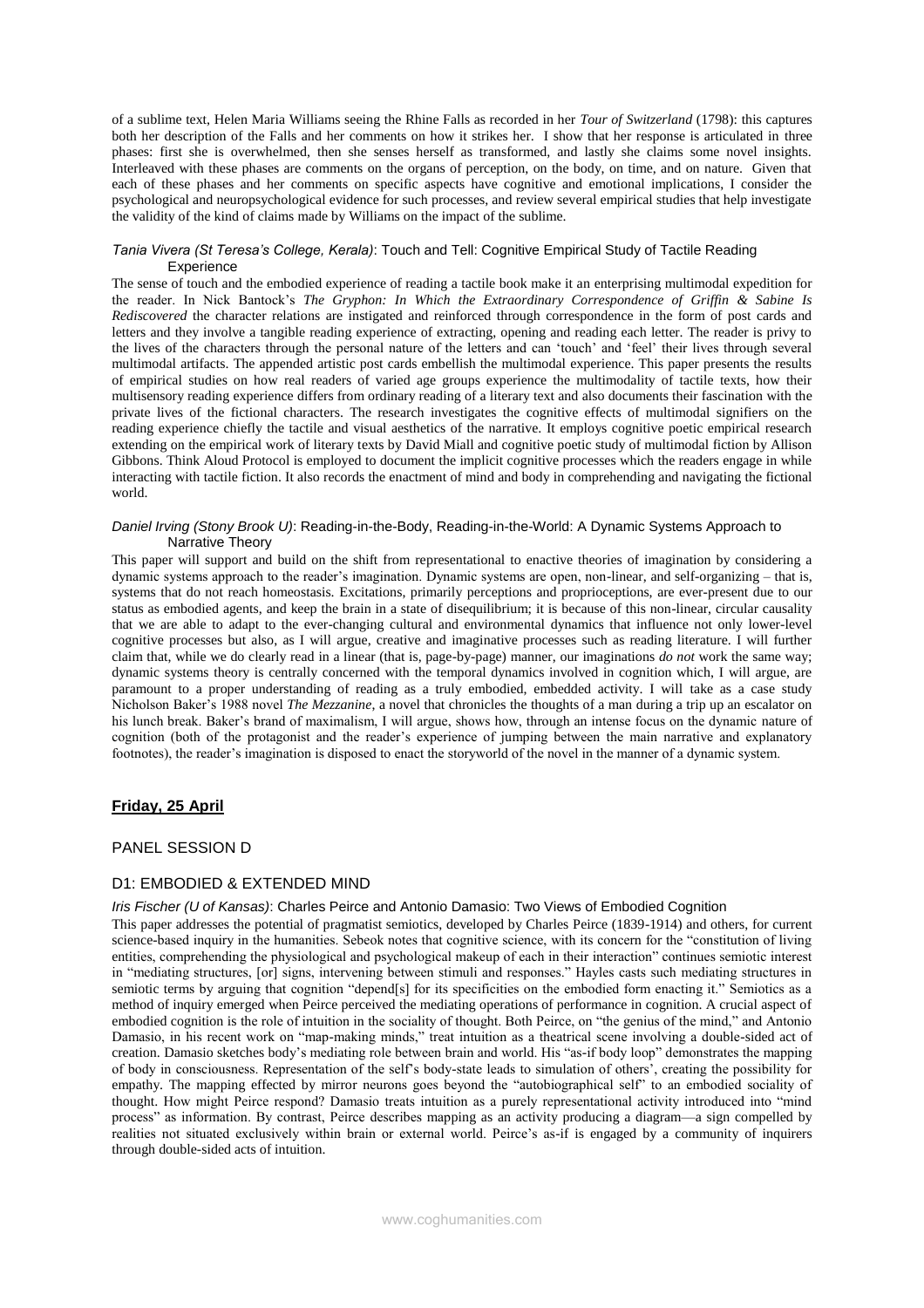of a sublime text, Helen Maria Williams seeing the Rhine Falls as recorded in her *Tour of Switzerland* (1798): this captures both her description of the Falls and her comments on how it strikes her. I show that her response is articulated in three phases: first she is overwhelmed, then she senses herself as transformed, and lastly she claims some novel insights. Interleaved with these phases are comments on the organs of perception, on the body, on time, and on nature. Given that each of these phases and her comments on specific aspects have cognitive and emotional implications, I consider the psychological and neuropsychological evidence for such processes, and review several empirical studies that help investigate the validity of the kind of claims made by Williams on the impact of the sublime.

*Tania Vivera (St Teresa's College, Kerala)*: Touch and Tell: Cognitive Empirical Study of Tactile Reading Experience

The sense of touch and the embodied experience of reading a tactile book make it an enterprising multimodal expedition for the reader. In Nick Bantock's *The Gryphon: In Which the Extraordinary Correspondence of Griffin & Sabine Is Rediscovered* the character relations are instigated and reinforced through correspondence in the form of post cards and letters and they involve a tangible reading experience of extracting, opening and reading each letter. The reader is privy to the lives of the characters through the personal nature of the letters and can 'touch' and 'feel' their lives through several multimodal artifacts. The appended artistic post cards embellish the multimodal experience. This paper presents the results of empirical studies on how real readers of varied age groups experience the multimodality of tactile texts, how their multisensory reading experience differs from ordinary reading of a literary text and also documents their fascination with the private lives of the fictional characters. The research investigates the cognitive effects of multimodal signifiers on the reading experience chiefly the tactile and visual aesthetics of the narrative. It employs cognitive poetic empirical research extending on the empirical work of literary texts by David Miall and cognitive poetic study of multimodal fiction by Allison Gibbons. Think Aloud Protocol is employed to document the implicit cognitive processes which the readers engage in while interacting with tactile fiction. It also records the enactment of mind and body in comprehending and navigating the fictional world.

*Daniel Irving (Stony Brook U)*: Reading-in-the-Body, Reading-in-the-World: A Dynamic Systems Approach to Narrative Theory

This paper will support and build on the shift from representational to enactive theories of imagination by considering a dynamic systems approach to the reader's imagination. Dynamic systems are open, non-linear, and self-organizing – that is, systems that do not reach homeostasis. Excitations, primarily perceptions and proprioceptions, are ever-present due to our status as embodied agents, and keep the brain in a state of disequilibrium; it is because of this non-linear, circular causality that we are able to adapt to the ever-changing cultural and environmental dynamics that influence not only lower-level cognitive processes but also, as I will argue, creative and imaginative processes such as reading literature. I will further claim that, while we do clearly read in a linear (that is, page-by-page) manner, our imaginations *do not* work the same way; dynamic systems theory is centrally concerned with the temporal dynamics involved in cognition which, I will argue, are paramount to a proper understanding of reading as a truly embodied, embedded activity. I will take as a case study Nicholson Baker's 1988 novel *The Mezzanine*, a novel that chronicles the thoughts of a man during a trip up an escalator on his lunch break. Baker's brand of maximalism, I will argue, shows how, through an intense focus on the dynamic nature of cognition (both of the protagonist and the reader's experience of jumping between the main narrative and explanatory footnotes), the reader's imagination is disposed to enact the storyworld of the novel in the manner of a dynamic system.

## **Friday, 25 April**

### PANEL SESSION D

### D1: EMBODIED & EXTENDED MIND

*Iris Fischer (U of Kansas)*: Charles Peirce and Antonio Damasio: Two Views of Embodied Cognition

This paper addresses the potential of pragmatist semiotics, developed by Charles Peirce (1839-1914) and others, for current science-based inquiry in the humanities. Sebeok notes that cognitive science, with its concern for the "constitution of living entities, comprehending the physiological and psychological makeup of each in their interaction" continues semiotic interest in "mediating structures, [or] signs, intervening between stimuli and responses." Hayles casts such mediating structures in semiotic terms by arguing that cognition "depend[s] for its specificities on the embodied form enacting it." Semiotics as a method of inquiry emerged when Peirce perceived the mediating operations of performance in cognition. A crucial aspect of embodied cognition is the role of intuition in the sociality of thought. Both Peirce, on "the genius of the mind," and Antonio Damasio, in his recent work on "map-making minds," treat intuition as a theatrical scene involving a double-sided act of creation. Damasio sketches body's mediating role between brain and world. His "as-if body loop" demonstrates the mapping of body in consciousness. Representation of the self's body-state leads to simulation of others', creating the possibility for empathy. The mapping effected by mirror neurons goes beyond the "autobiographical self" to an embodied sociality of thought. How might Peirce respond? Damasio treats intuition as a purely representational activity introduced into "mind process" as information. By contrast, Peirce describes mapping as an activity producing a diagram—a sign compelled by realities not situated exclusively within brain or external world. Peirce's as-if is engaged by a community of inquirers through double-sided acts of intuition.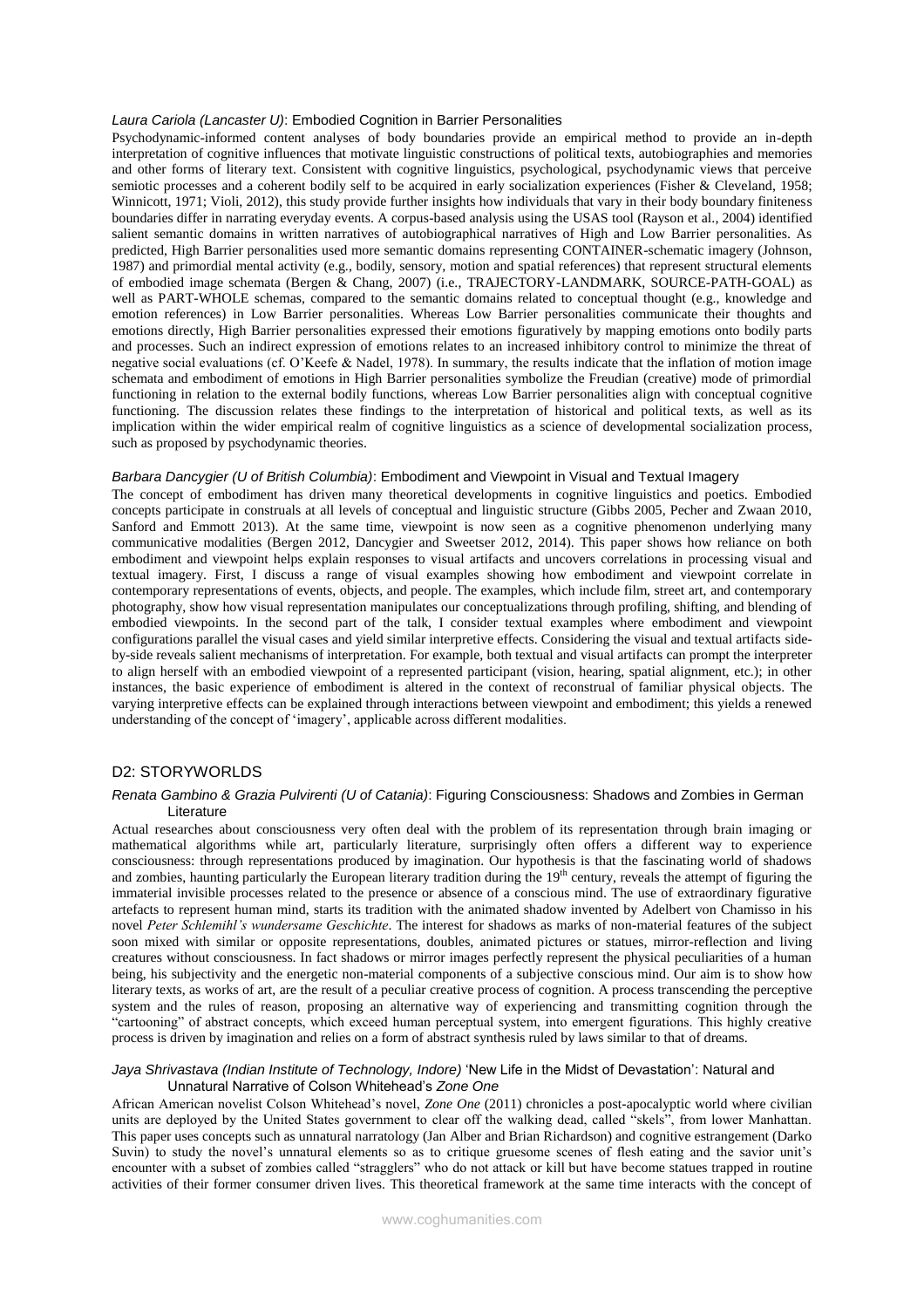*Laura Cariola (Lancaster U)*: Embodied Cognition in Barrier Personalities

Psychodynamic-informed content analyses of body boundaries provide an empirical method to provide an in-depth interpretation of cognitive influences that motivate linguistic constructions of political texts, autobiographies and memories and other forms of literary text. Consistent with cognitive linguistics, psychological, psychodynamic views that perceive semiotic processes and a coherent bodily self to be acquired in early socialization experiences (Fisher & Cleveland, 1958; Winnicott, 1971; Violi, 2012), this study provide further insights how individuals that vary in their body boundary finiteness boundaries differ in narrating everyday events. A corpus-based analysis using the USAS tool (Rayson et al., 2004) identified salient semantic domains in written narratives of autobiographical narratives of High and Low Barrier personalities. As predicted, High Barrier personalities used more semantic domains representing CONTAINER-schematic imagery (Johnson, 1987) and primordial mental activity (e.g., bodily, sensory, motion and spatial references) that represent structural elements of embodied image schemata (Bergen & Chang, 2007) (i.e., TRAJECTORY-LANDMARK, SOURCE-PATH-GOAL) as well as PART-WHOLE schemas, compared to the semantic domains related to conceptual thought (e.g., knowledge and emotion references) in Low Barrier personalities. Whereas Low Barrier personalities communicate their thoughts and emotions directly, High Barrier personalities expressed their emotions figuratively by mapping emotions onto bodily parts and processes. Such an indirect expression of emotions relates to an increased inhibitory control to minimize the threat of negative social evaluations (cf. O'Keefe & Nadel, 1978). In summary, the results indicate that the inflation of motion image schemata and embodiment of emotions in High Barrier personalities symbolize the Freudian (creative) mode of primordial functioning in relation to the external bodily functions, whereas Low Barrier personalities align with conceptual cognitive functioning. The discussion relates these findings to the interpretation of historical and political texts, as well as its implication within the wider empirical realm of cognitive linguistics as a science of developmental socialization process, such as proposed by psychodynamic theories.

*Barbara Dancygier (U of British Columbia)*: Embodiment and Viewpoint in Visual and Textual Imagery

The concept of embodiment has driven many theoretical developments in cognitive linguistics and poetics. Embodied concepts participate in construals at all levels of conceptual and linguistic structure (Gibbs 2005, Pecher and Zwaan 2010, Sanford and Emmott 2013). At the same time, viewpoint is now seen as a cognitive phenomenon underlying many communicative modalities (Bergen 2012, Dancygier and Sweetser 2012, 2014). This paper shows how reliance on both embodiment and viewpoint helps explain responses to visual artifacts and uncovers correlations in processing visual and textual imagery. First, I discuss a range of visual examples showing how embodiment and viewpoint correlate in contemporary representations of events, objects, and people. The examples, which include film, street art, and contemporary photography, show how visual representation manipulates our conceptualizations through profiling, shifting, and blending of embodied viewpoints. In the second part of the talk, I consider textual examples where embodiment and viewpoint configurations parallel the visual cases and yield similar interpretive effects. Considering the visual and textual artifacts side-by-side reveals salient mechanisms of interpretation. For example, both textual and visual artifacts can prompt the interpreter to align herself with an embodied viewpoint of a represented participant (vision, hearing, spatial alignment, etc.); in other instances, the basic experience of embodiment is altered in the context of reconstrual of familiar physical objects. The varying interpretive effects can be explained through interactions between viewpoint and embodiment; this yields a renewed understanding of the concept of 'imagery', applicable across different modalities.

## D2: STORYWORLDS

*Renata Gambino & Grazia Pulvirenti (U of Catania)*: Figuring Consciousness: Shadows and Zombies in German Literature

Actual researches about consciousness very often deal with the problem of its representation through brain imaging or mathematical algorithms while art, particularly literature, surprisingly often offers a different way to experience consciousness: through representations produced by imagination. Our hypothesis is that the fascinating world of shadows and zombies, haunting particularly the European literary tradition during the 19th century, reveals the attempt of figuring the immaterial invisible processes related to the presence or absence of a conscious mind. The use of extraordinary figurative artefacts to represent human mind, starts its tradition with the animated shadow invented by Adelbert von Chamisso in his novel *Peter Schlemihl's wundersame Geschichte*. The interest for shadows as marks of non-material features of the subject soon mixed with similar or opposite representations, doubles, animated pictures or statues, mirror-reflection and living creatures without consciousness. In fact shadows or mirror images perfectly represent the physical peculiarities of a human being, his subjectivity and the energetic non-material components of a subjective conscious mind. Our aim is to show how literary texts, as works of art, are the result of a peculiar creative process of cognition. A process transcending the perceptive system and the rules of reason, proposing an alternative way of experiencing and transmitting cognition through the "cartooning" of abstract concepts, which exceed human perceptual system, into emergent figurations. This highly creative process is driven by imagination and relies on a form of abstract synthesis ruled by laws similar to that of dreams.

*Jaya Shrivastava (Indian Institute of Technology, Indore)* 'New Life in the Midst of Devastation': Natural and Unnatural Narrative of Colson Whitehead's *Zone One*

African American novelist Colson Whitehead's novel, *Zone One* (2011) chronicles a post-apocalyptic world where civilian units are deployed by the United States government to clear off the walking dead, called "skels", from lower Manhattan. This paper uses concepts such as unnatural narratology (Jan Alber and Brian Richardson) and cognitive estrangement (Darko Suvin) to study the novel's unnatural elements so as to critique gruesome scenes of flesh eating and the savior unit's encounter with a subset of zombies called "stragglers" who do not attack or kill but have become statues trapped in routine activities of their former consumer driven lives. This theoretical framework at the same time interacts with the concept of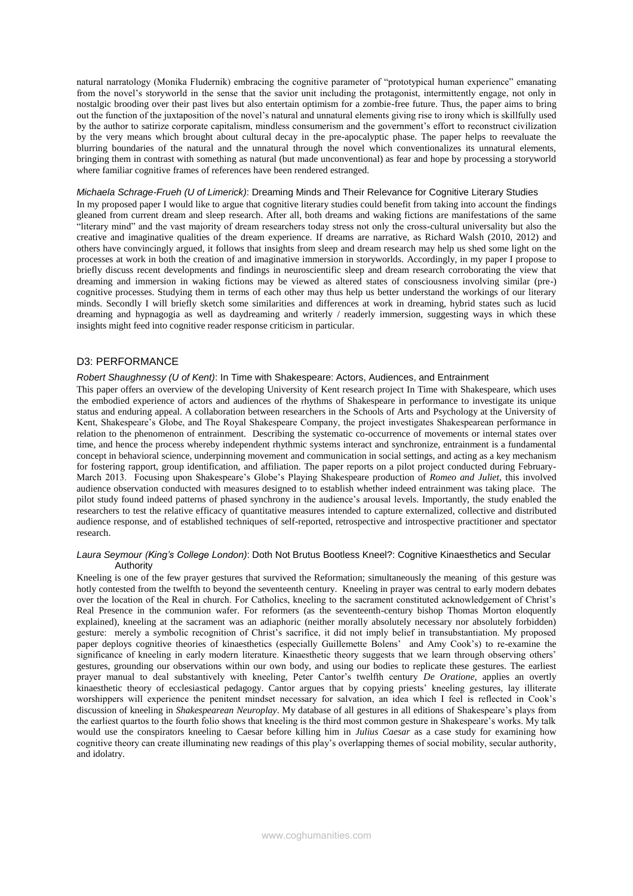natural narratology (Monika Fludernik) embracing the cognitive parameter of "prototypical human experience" emanating from the novel's storyworld in the sense that the savior unit including the protagonist, intermittently engage, not only in nostalgic brooding over their past lives but also entertain optimism for a zombie-free future. Thus, the paper aims to bring out the function of the juxtaposition of the novel's natural and unnatural elements giving rise to irony which is skillfully used by the author to satirize corporate capitalism, mindless consumerism and the government's effort to reconstruct civilization by the very means which brought about cultural decay in the pre-apocalyptic phase. The paper helps to reevaluate the blurring boundaries of the natural and the unnatural through the novel which conventionalizes its unnatural elements, bringing them in contrast with something as natural (but made unconventional) as fear and hope by processing a storyworld where familiar cognitive frames of references have been rendered estranged.

*Michaela Schrage-Frueh (U of Limerick)*: Dreaming Minds and Their Relevance for Cognitive Literary Studies

In my proposed paper I would like to argue that cognitive literary studies could benefit from taking into account the findings gleaned from current dream and sleep research. After all, both dreams and waking fictions are manifestations of the same "literary mind" and the vast majority of dream researchers today stress not only the cross-cultural universality but also the creative and imaginative qualities of the dream experience. If dreams are narrative, as Richard Walsh (2010, 2012) and others have convincingly argued, it follows that insights from sleep and dream research may help us shed some light on the processes at work in both the creation of and imaginative immersion in storyworlds. Accordingly, in my paper I propose to briefly discuss recent developments and findings in neuroscientific sleep and dream research corroborating the view that dreaming and immersion in waking fictions may be viewed as altered states of consciousness involving similar (pre-) cognitive processes. Studying them in terms of each other may thus help us better understand the workings of our literary minds. Secondly I will briefly sketch some similarities and differences at work in dreaming, hybrid states such as lucid dreaming and hypnagogia as well as daydreaming and writerly / readerly immersion, suggesting ways in which these insights might feed into cognitive reader response criticism in particular.

## D3: PERFORMANCE

*Robert Shaughnessy (U of Kent)*: In Time with Shakespeare: Actors, Audiences, and Entrainment

This paper offers an overview of the developing University of Kent research project In Time with Shakespeare, which uses the embodied experience of actors and audiences of the rhythms of Shakespeare in performance to investigate its unique status and enduring appeal. A collaboration between researchers in the Schools of Arts and Psychology at the University of Kent, Shakespeare's Globe, and The Royal Shakespeare Company, the project investigates Shakespearean performance in relation to the phenomenon of entrainment. Describing the systematic co-occurrence of movements or internal states over time, and hence the process whereby independent rhythmic systems interact and synchronize, entrainment is a fundamental concept in behavioral science, underpinning movement and communication in social settings, and acting as a key mechanism for fostering rapport, group identification, and affiliation. The paper reports on a pilot project conducted during February-March 2013. Focusing upon Shakespeare's Globe's Playing Shakespeare production of *Romeo and Juliet*, this involved audience observation conducted with measures designed to to establish whether indeed entrainment was taking place. The pilot study found indeed patterns of phased synchrony in the audience's arousal levels. Importantly, the study enabled the researchers to test the relative efficacy of quantitative measures intended to capture externalized, collective and distributed audience response, and of established techniques of self-reported, retrospective and introspective practitioner and spectator research.

*Laura Seymour (King's College London)*: Doth Not Brutus Bootless Kneel?: Cognitive Kinaesthetics and Secular Authority

Kneeling is one of the few prayer gestures that survived the Reformation; simultaneously the meaning of this gesture was hotly contested from the twelfth to beyond the seventeenth century. Kneeling in prayer was central to early modern debates over the location of the Real in church. For Catholics, kneeling to the sacrament constituted acknowledgement of Christ's Real Presence in the communion wafer. For reformers (as the seventeenth-century bishop Thomas Morton eloquently explained), kneeling at the sacrament was an adiaphoric (neither morally absolutely necessary nor absolutely forbidden) gesture: merely a symbolic recognition of Christ's sacrifice, it did not imply belief in transubstantiation. My proposed paper deploys cognitive theories of kinaesthetics (especially Guillemette Bolens' and Amy Cook's) to re-examine the significance of kneeling in early modern literature. Kinaesthetic theory suggests that we learn through observing others' gestures, grounding our observations within our own body, and using our bodies to replicate these gestures. The earliest prayer manual to deal substantively with kneeling, Peter Cantor's twelfth century *De Oratione*, applies an overtly kinaesthetic theory of ecclesiastical pedagogy. Cantor argues that by copying priests' kneeling gestures, lay illiterate worshippers will experience the penitent mindset necessary for salvation, an idea which I feel is reflected in Cook's discussion of kneeling in *Shakespearean Neuroplay*. My database of all gestures in all editions of Shakespeare's plays from the earliest quartos to the fourth folio shows that kneeling is the third most common gesture in Shakespeare's works. My talk would use the conspirators kneeling to Caesar before killing him in *Julius Caesar* as a case study for examining how cognitive theory can create illuminating new readings of this play's overlapping themes of social mobility, secular authority, and idolatry.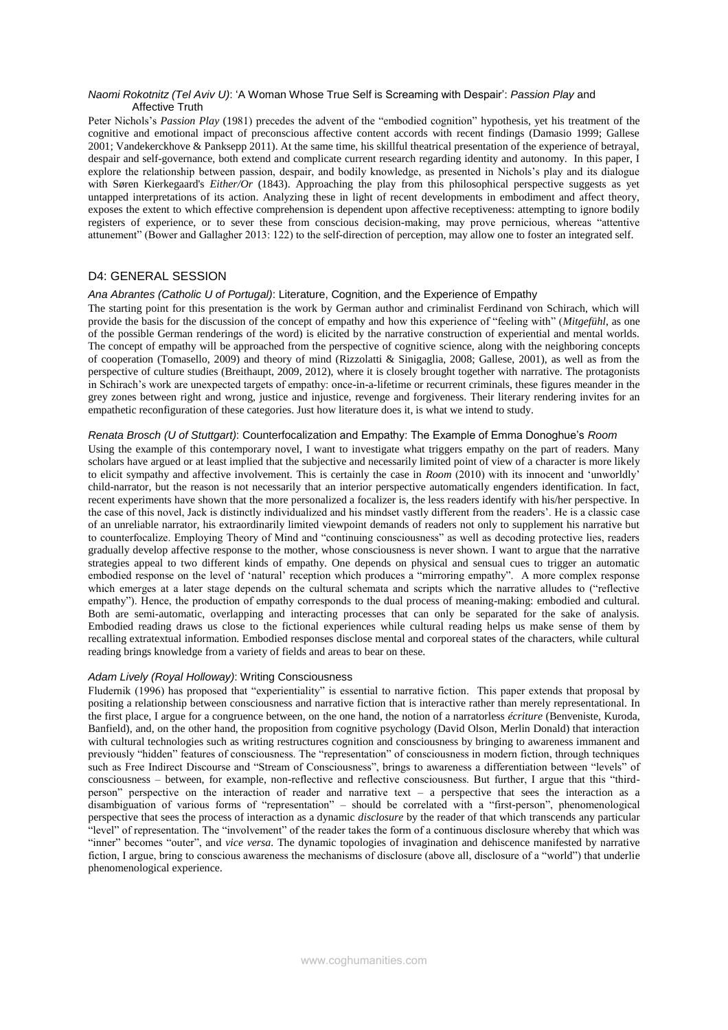*Naomi Rokotnitz (Tel Aviv U)*: 'A Woman Whose True Self is Screaming with Despair': *Passion Play* and Affective Truth

Peter Nichols's *Passion Play* (1981) precedes the advent of the "embodied cognition" hypothesis, yet his treatment of the cognitive and emotional impact of preconscious affective content accords with recent findings (Damasio 1999; Gallese 2001; Vandekerckhove & Panksepp 2011). At the same time, his skillful theatrical presentation of the experience of betrayal, despair and self-governance, both extend and complicate current research regarding identity and autonomy. In this paper, I explore the relationship between passion, despair, and bodily knowledge, as presented in Nichols's play and its dialogue with Søren Kierkegaard's *Either/Or* (1843). Approaching the play from this philosophical perspective suggests as yet untapped interpretations of its action. Analyzing these in light of recent developments in embodiment and affect theory, exposes the extent to which effective comprehension is dependent upon affective receptiveness: attempting to ignore bodily registers of experience, or to sever these from conscious decision-making, may prove pernicious, whereas "attentive attunement" (Bower and Gallagher 2013: 122) to the self-direction of perception, may allow one to foster an integrated self.

## D4: GENERAL SESSION

*Ana Abrantes (Catholic U of Portugal)*: Literature, Cognition, and the Experience of Empathy

The starting point for this presentation is the work by German author and criminalist Ferdinand von Schirach, which will provide the basis for the discussion of the concept of empathy and how this experience of "feeling with" (*Mitgefühl*, as one of the possible German renderings of the word) is elicited by the narrative construction of experiential and mental worlds. The concept of empathy will be approached from the perspective of cognitive science, along with the neighboring concepts of cooperation (Tomasello, 2009) and theory of mind (Rizzolatti & Sinigaglia, 2008; Gallese, 2001), as well as from the perspective of culture studies (Breithaupt, 2009, 2012), where it is closely brought together with narrative. The protagonists in Schirach's work are unexpected targets of empathy: once-in-a-lifetime or recurrent criminals, these figures meander in the grey zones between right and wrong, justice and injustice, revenge and forgiveness. Their literary rendering invites for an empathetic reconfiguration of these categories. Just how literature does it, is what we intend to study.

*Renata Brosch (U of Stuttgart)*: Counterfocalization and Empathy: The Example of Emma Donoghue's *Room*

Using the example of this contemporary novel, I want to investigate what triggers empathy on the part of readers. Many scholars have argued or at least implied that the subjective and necessarily limited point of view of a character is more likely to elicit sympathy and affective involvement. This is certainly the case in *Room* (2010) with its innocent and 'unworldly' child-narrator, but the reason is not necessarily that an interior perspective automatically engenders identification. In fact, recent experiments have shown that the more personalized a focalizer is, the less readers identify with his/her perspective. In the case of this novel, Jack is distinctly individualized and his mindset vastly different from the readers'. He is a classic case of an unreliable narrator, his extraordinarily limited viewpoint demands of readers not only to supplement his narrative but to counterfocalize. Employing Theory of Mind and "continuing consciousness" as well as decoding protective lies, readers gradually develop affective response to the mother, whose consciousness is never shown. I want to argue that the narrative strategies appeal to two different kinds of empathy. One depends on physical and sensual cues to trigger an automatic embodied response on the level of 'natural' reception which produces a "mirroring empathy". A more complex response which emerges at a later stage depends on the cultural schemata and scripts which the narrative alludes to ("reflective empathy"). Hence, the production of empathy corresponds to the dual process of meaning-making: embodied and cultural. Both are semi-automatic, overlapping and interacting processes that can only be separated for the sake of analysis. Embodied reading draws us close to the fictional experiences while cultural reading helps us make sense of them by recalling extratextual information. Embodied responses disclose mental and corporeal states of the characters, while cultural reading brings knowledge from a variety of fields and areas to bear on these.

*Adam Lively (Royal Holloway)*: Writing Consciousness

Fludernik (1996) has proposed that "experientiality" is essential to narrative fiction. This paper extends that proposal by positing a relationship between consciousness and narrative fiction that is interactive rather than merely representational. In the first place, I argue for a congruence between, on the one hand, the notion of a narratorless *écriture* (Benveniste, Kuroda, Banfield), and, on the other hand, the proposition from cognitive psychology (David Olson, Merlin Donald) that interaction with cultural technologies such as writing restructures cognition and consciousness by bringing to awareness immanent and previously "hidden" features of consciousness. The "representation" of consciousness in modern fiction, through techniques such as Free Indirect Discourse and "Stream of Consciousness", brings to awareness a differentiation between "levels" of consciousness – between, for example, non-reflective and reflective consciousness. But further, I argue that this "third-person" perspective on the interaction of reader and narrative text – a perspective that sees the interaction as a disambiguation of various forms of "representation" – should be correlated with a "first-person", phenomenological perspective that sees the process of interaction as a dynamic *disclosure* by the reader of that which transcends any particular "level" of representation. The "involvement" of the reader takes the form of a continuous disclosure whereby that which was "inner" becomes "outer", and *vice versa*. The dynamic topologies of invagination and dehiscence manifested by narrative fiction, I argue, bring to conscious awareness the mechanisms of disclosure (above all, disclosure of a "world") that underlie phenomenological experience.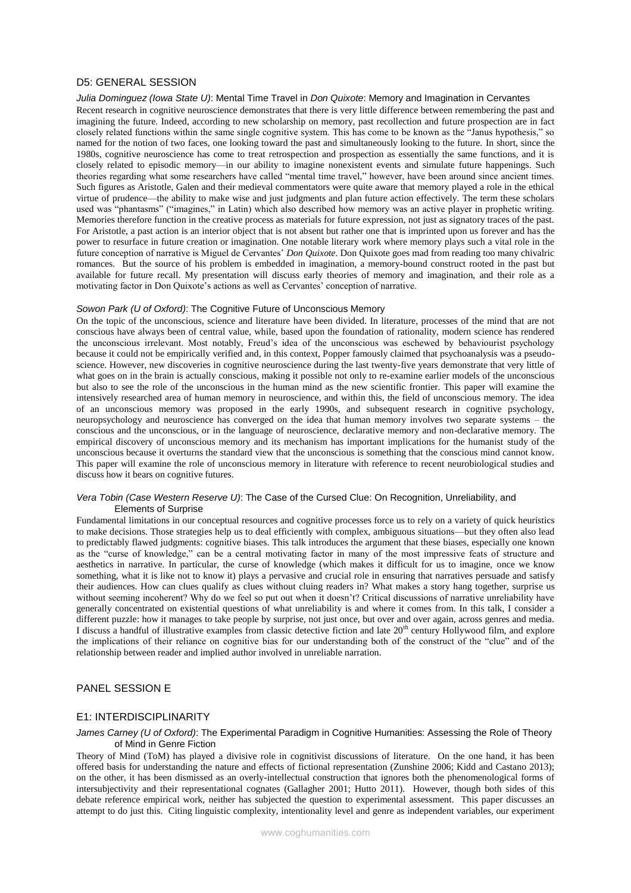## D5: GENERAL SESSION

*Julia Dominguez (Iowa State U)*: Mental Time Travel in *Don Quixote*: Memory and Imagination in Cervantes

Recent research in cognitive neuroscience demonstrates that there is very little difference between remembering the past and imagining the future. Indeed, according to new scholarship on memory, past recollection and future prospection are in fact closely related functions within the same single cognitive system. This has come to be known as the "Janus hypothesis," so named for the notion of two faces, one looking toward the past and simultaneously looking to the future. In short, since the 1980s, cognitive neuroscience has come to treat retrospection and prospection as essentially the same functions, and it is closely related to episodic memory—in our ability to imagine nonexistent events and simulate future happenings. Such theories regarding what some researchers have called "mental time travel," however, have been around since ancient times. Such figures as Aristotle, Galen and their medieval commentators were quite aware that memory played a role in the ethical virtue of prudence—the ability to make wise and just judgments and plan future action effectively. The term these scholars used was "phantasms" ("imagines," in Latin) which also described how memory was an active player in prophetic writing. Memories therefore function in the creative process as materials for future expression, not just as signatory traces of the past. For Aristotle, a past action is an interior object that is not absent but rather one that is imprinted upon us forever and has the power to resurface in future creation or imagination. One notable literary work where memory plays such a vital role in the future conception of narrative is Miguel de Cervantes' *Don Quixote*. Don Quixote goes mad from reading too many chivalric romances. But the source of his problem is embedded in imagination, a memory-bound construct rooted in the past but available for future recall. My presentation will discuss early theories of memory and imagination, and their role as a motivating factor in Don Quixote's actions as well as Cervantes' conception of narrative.

*Sowon Park (U of Oxford)*: The Cognitive Future of Unconscious Memory

On the topic of the unconscious, science and literature have been divided. In literature, processes of the mind that are not conscious have always been of central value, while, based upon the foundation of rationality, modern science has rendered the unconscious irrelevant. Most notably, Freud's idea of the unconscious was eschewed by behaviourist psychology because it could not be empirically verified and, in this context, Popper famously claimed that psychoanalysis was a pseudo-science. However, new discoveries in cognitive neuroscience during the last twenty-five years demonstrate that very little of what goes on in the brain is actually conscious, making it possible not only to re-examine earlier models of the unconscious but also to see the role of the unconscious in the human mind as the new scientific frontier. This paper will examine the intensively researched area of human memory in neuroscience, and within this, the field of unconscious memory. The idea of an unconscious memory was proposed in the early 1990s, and subsequent research in cognitive psychology, neuropsychology and neuroscience has converged on the idea that human memory involves two separate systems – the conscious and the unconscious, or in the language of neuroscience, declarative memory and non-declarative memory. The empirical discovery of unconscious memory and its mechanism has important implications for the humanist study of the unconscious because it overturns the standard view that the unconscious is something that the conscious mind cannot know. This paper will examine the role of unconscious memory in literature with reference to recent neurobiological studies and discuss how it bears on cognitive futures.

*Vera Tobin (Case Western Reserve U)*: The Case of the Cursed Clue: On Recognition, Unreliability, and Elements of Surprise

Fundamental limitations in our conceptual resources and cognitive processes force us to rely on a variety of quick heuristics to make decisions. Those strategies help us to deal efficiently with complex, ambiguous situations—but they often also lead to predictably flawed judgments: cognitive biases. This talk introduces the argument that these biases, especially one known as the "curse of knowledge," can be a central motivating factor in many of the most impressive feats of structure and aesthetics in narrative. In particular, the curse of knowledge (which makes it difficult for us to imagine, once we know something, what it is like not to know it) plays a pervasive and crucial role in ensuring that narratives persuade and satisfy their audiences. How can clues qualify as clues without cluing readers in? What makes a story hang together, surprise us without seeming incoherent? Why do we feel so put out when it doesn't? Critical discussions of narrative unreliability have generally concentrated on existential questions of what unreliability is and where it comes from. In this talk, I consider a different puzzle: how it manages to take people by surprise, not just once, but over and over again, across genres and media. I discuss a handful of illustrative examples from classic detective fiction and late 20th century Hollywood film, and explore the implications of their reliance on cognitive bias for our understanding both of the construct of the "clue" and of the relationship between reader and implied author involved in unreliable narration.

# PANEL SESSION E

## E1: INTERDISCIPLINARITY

*James Carney (U of Oxford)*: The Experimental Paradigm in Cognitive Humanities: Assessing the Role of Theory of Mind in Genre Fiction

Theory of Mind (ToM) has played a divisive role in cognitivist discussions of literature. On the one hand, it has been offered basis for understanding the nature and effects of fictional representation (Zunshine 2006; Kidd and Castano 2013); on the other, it has been dismissed as an overly-intellectual construction that ignores both the phenomenological forms of intersubjectivity and their representational cognates (Gallagher 2001; Hutto 2011). However, though both sides of this debate reference empirical work, neither has subjected the question to experimental assessment. This paper discusses an attempt to do just this. Citing linguistic complexity, intentionality level and genre as independent variables, our experiment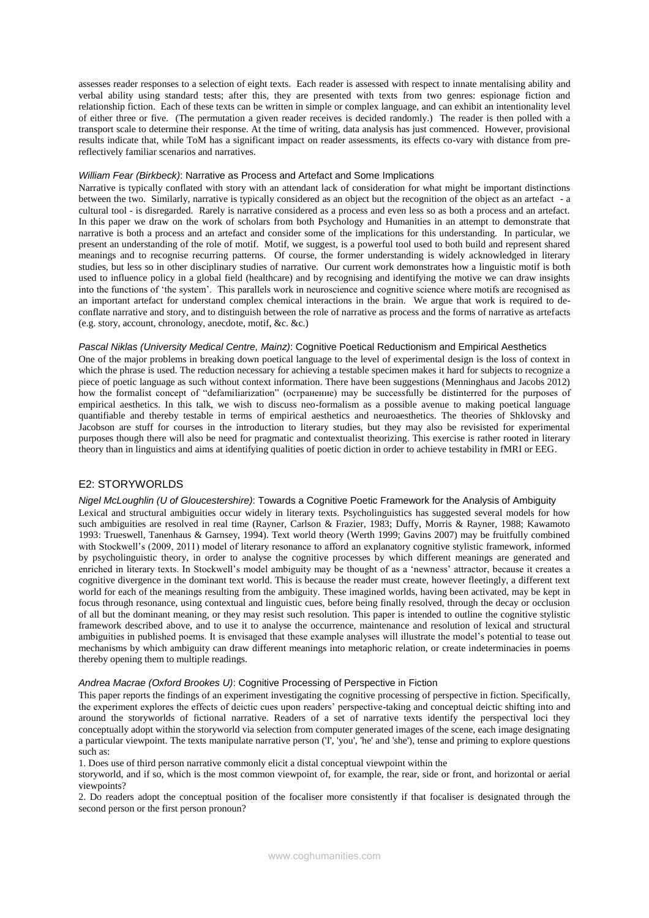assesses reader responses to a selection of eight texts. Each reader is assessed with respect to innate mentalising ability and verbal ability using standard tests; after this, they are presented with texts from two genres: espionage fiction and relationship fiction. Each of these texts can be written in simple or complex language, and can exhibit an intentionality level of either three or five. (The permutation a given reader receives is decided randomly.) The reader is then polled with a transport scale to determine their response. At the time of writing, data analysis has just commenced. However, provisional results indicate that, while ToM has a significant impact on reader assessments, its effects co-vary with distance from pre-reflectively familiar scenarios and narratives.

*William Fear (Birkbeck)*: Narrative as Process and Artefact and Some Implications

Narrative is typically conflated with story with an attendant lack of consideration for what might be important distinctions between the two. Similarly, narrative is typically considered as an object but the recognition of the object as an artefact - a cultural tool - is disregarded. Rarely is narrative considered as a process and even less so as both a process and an artefact. In this paper we draw on the work of scholars from both Psychology and Humanities in an attempt to demonstrate that narrative is both a process and an artefact and consider some of the implications for this understanding. In particular, we present an understanding of the role of motif. Motif, we suggest, is a powerful tool used to both build and represent shared meanings and to recognise recurring patterns. Of course, the former understanding is widely acknowledged in literary studies, but less so in other disciplinary studies of narrative. Our current work demonstrates how a linguistic motif is both used to influence policy in a global field (healthcare) and by recognising and identifying the motive we can draw insights into the functions of 'the system'. This parallels work in neuroscience and cognitive science where motifs are recognised as an important artefact for understand complex chemical interactions in the brain. We argue that work is required to de-conflate narrative and story, and to distinguish between the role of narrative as process and the forms of narrative as artefacts (e.g. story, account, chronology, anecdote, motif, &c. &c.)

*Pascal Niklas (University Medical Centre, Mainz)*: Cognitive Poetical Reductionism and Empirical Aesthetics

One of the major problems in breaking down poetical language to the level of experimental design is the loss of context in which the phrase is used. The reduction necessary for achieving a testable specimen makes it hard for subjects to recognize a piece of poetic language as such without context information. There have been suggestions (Menninghaus and Jacobs 2012) how the formalist concept of "defamiliarization" (остранение) may be successfully be distinterred for the purposes of empirical aesthetics. In this talk, we wish to discuss neo-formalism as a possible avenue to making poetical language quantifiable and thereby testable in terms of empirical aesthetics and neuroaesthetics. The theories of Shklovsky and Jacobson are stuff for courses in the introduction to literary studies, but they may also be revisisted for experimental purposes though there will also be need for pragmatic and contextualist theorizing. This exercise is rather rooted in literary theory than in linguistics and aims at identifying qualities of poetic diction in order to achieve testability in fMRI or EEG.

## E2: STORYWORLDS

*Nigel McLoughlin (U of Gloucestershire)*: Towards a Cognitive Poetic Framework for the Analysis of Ambiguity

Lexical and structural ambiguities occur widely in literary texts. Psycholinguistics has suggested several models for how such ambiguities are resolved in real time (Rayner, Carlson & Frazier, 1983; Duffy, Morris & Rayner, 1988; Kawamoto 1993: Trueswell, Tanenhaus & Garnsey, 1994). Text world theory (Werth 1999; Gavins 2007) may be fruitfully combined with Stockwell's (2009, 2011) model of literary resonance to afford an explanatory cognitive stylistic framework, informed by psycholinguistic theory, in order to analyse the cognitive processes by which different meanings are generated and enriched in literary texts. In Stockwell's model ambiguity may be thought of as a 'newness' attractor, because it creates a cognitive divergence in the dominant text world. This is because the reader must create, however fleetingly, a different text world for each of the meanings resulting from the ambiguity. These imagined worlds, having been activated, may be kept in focus through resonance, using contextual and linguistic cues, before being finally resolved, through the decay or occlusion of all but the dominant meaning, or they may resist such resolution. This paper is intended to outline the cognitive stylistic framework described above, and to use it to analyse the occurrence, maintenance and resolution of lexical and structural ambiguities in published poems. It is envisaged that these example analyses will illustrate the model's potential to tease out mechanisms by which ambiguity can draw different meanings into metaphoric relation, or create indeterminacies in poems thereby opening them to multiple readings.

*Andrea Macrae (Oxford Brookes U)*: Cognitive Processing of Perspective in Fiction

This paper reports the findings of an experiment investigating the cognitive processing of perspective in fiction. Specifically, the experiment explores the effects of deictic cues upon readers' perspective-taking and conceptual deictic shifting into and around the storyworlds of fictional narrative. Readers of a set of narrative texts identify the perspectival loci they conceptually adopt within the storyworld via selection from computer generated images of the scene, each image designating a particular viewpoint. The texts manipulate narrative person ('I', 'you', 'he' and 'she'), tense and priming to explore questions such as:

1. Does use of third person narrative commonly elicit a distal conceptual viewpoint within the storyworld, and if so, which is the most common viewpoint of, for example, the rear, side or front, and horizontal or aerial viewpoints?
2. Do readers adopt the conceptual position of the focaliser more consistently if that focaliser is designated through the second person or the first person pronoun?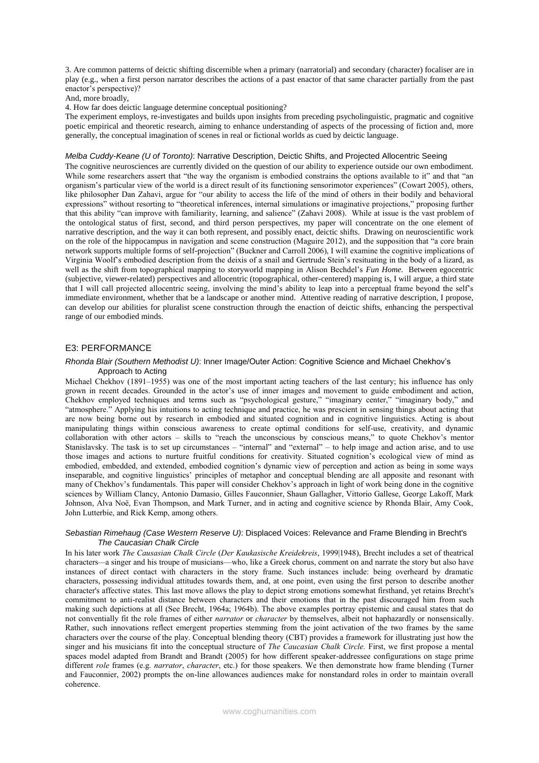3. Are common patterns of deictic shifting discernible when a primary (narratorial) and secondary (character) focaliser are in play (e.g., when a first person narrator describes the actions of a past enactor of that same character partially from the past enactor's perspective)?

And, more broadly,

4. How far does deictic language determine conceptual positioning?

The experiment employs, re-investigates and builds upon insights from preceding psycholinguistic, pragmatic and cognitive poetic empirical and theoretic research, aiming to enhance understanding of aspects of the processing of fiction and, more generally, the conceptual imagination of scenes in real or fictional worlds as cued by deictic language.

*Melba Cuddy-Keane (U of Toronto)*: Narrative Description, Deictic Shifts, and Projected Allocentric Seeing

The cognitive neurosciences are currently divided on the question of our ability to experience outside our own embodiment. While some researchers assert that "the way the organism is embodied constrains the options available to it" and that "an organism's particular view of the world is a direct result of its functioning sensorimotor experiences" (Cowart 2005), others, like philosopher Dan Zahavi, argue for "our ability to access the life of the mind of others in their bodily and behavioral expressions" without resorting to "theoretical inferences, internal simulations or imaginative projections," proposing further that this ability "can improve with familiarity, learning, and salience" (Zahavi 2008). While at issue is the vast problem of the ontological status of first, second, and third person perspectives, my paper will concentrate on the one element of narrative description, and the way it can both represent, and possibly enact, deictic shifts. Drawing on neuroscientific work on the role of the hippocampus in navigation and scene construction (Maguire 2012), and the supposition that "a core brain network supports multiple forms of self-projection" (Buckner and Carroll 2006), I will examine the cognitive implications of Virginia Woolf's embodied description from the deixis of a snail and Gertrude Stein's resituating in the body of a lizard, as well as the shift from topographical mapping to storyworld mapping in Alison Bechdel's *Fun Home*. Between egocentric (subjective, viewer-related) perspectives and allocentric (topographical, other-centered) mapping is, I will argue, a third state that I will call projected allocentric seeing, involving the mind's ability to leap into a perceptual frame beyond the self's immediate environment, whether that be a landscape or another mind. Attentive reading of narrative description, I propose, can develop our abilities for pluralist scene construction through the enaction of deictic shifts, enhancing the perspectival range of our embodied minds.

## E3: PERFORMANCE

*Rhonda Blair (Southern Methodist U)*: Inner Image/Outer Action: Cognitive Science and Michael Chekhov's Approach to Acting

Michael Chekhov (1891–1955) was one of the most important acting teachers of the last century; his influence has only grown in recent decades. Grounded in the actor's use of inner images and movement to guide embodiment and action, Chekhov employed techniques and terms such as "psychological gesture," "imaginary center," "imaginary body," and "atmosphere." Applying his intuitions to acting technique and practice, he was prescient in sensing things about acting that are now being borne out by research in embodied and situated cognition and in cognitive linguistics. Acting is about manipulating things within conscious awareness to create optimal conditions for self-use, creativity, and dynamic collaboration with other actors – skills to "reach the unconscious by conscious means," to quote Chekhov's mentor Stanislavsky. The task is to set up circumstances – "internal" and "external" – to help image and action arise, and to use those images and actions to nurture fruitful conditions for creativity. Situated cognition's ecological view of mind as embodied, embedded, and extended, embodied cognition's dynamic view of perception and action as being in some ways inseparable, and cognitive linguistics' principles of metaphor and conceptual blending are all apposite and resonant with many of Chekhov's fundamentals. This paper will consider Chekhov's approach in light of work being done in the cognitive sciences by William Clancy, Antonio Damasio, Gilles Fauconnier, Shaun Gallagher, Vittorio Gallese, George Lakoff, Mark Johnson, Alva Noë, Evan Thompson, and Mark Turner, and in acting and cognitive science by Rhonda Blair, Amy Cook, John Lutterbie, and Rick Kemp, among others.

*Sebastian Rimehaug (Case Western Reserve U)*: Displaced Voices: Relevance and Frame Blending in Brecht's *The Caucasian Chalk Circle*

In his later work *The Causasian Chalk Circle* (*Der Kaukasische Kreidekreis*, 1999|1948), Brecht includes a set of theatrical characters—a singer and his troupe of musicians—who, like a Greek chorus, comment on and narrate the story but also have instances of direct contact with characters in the story frame. Such instances include: being overheard by dramatic characters, possessing individual attitudes towards them, and, at one point, even using the first person to describe another character's affective states. This last move allows the play to depict strong emotions somewhat firsthand, yet retains Brecht's commitment to anti-realist distance between characters and their emotions that in the past discouraged him from such making such depictions at all (See Brecht, 1964a; 1964b). The above examples portray epistemic and causal states that do not conventially fit the role frames of either *narrator* or *character* by themselves, albeit not haphazardly or nonsensically. Rather, such innovations reflect emergent properties stemming from the joint activation of the two frames by the same characters over the course of the play. Conceptual blending theory (CBT) provides a framework for illustrating just how the singer and his musicians fit into the conceptual structure of *The Caucasian Chalk Circle.* First, we first propose a mental spaces model adapted from Brandt and Brandt (2005) for how different speaker-addressee configurations on stage prime different *role* frames (e.g. *narrator*, *character*, etc.) for those speakers. We then demonstrate how frame blending (Turner and Fauconnier, 2002) prompts the on-line allowances audiences make for nonstandard roles in order to maintain overall coherence.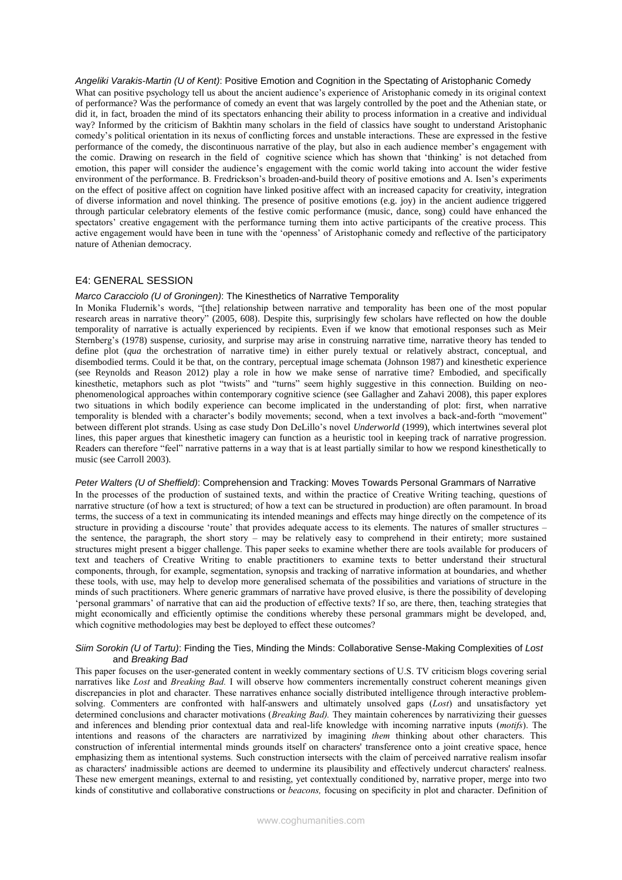*Angeliki Varakis-Martin (U of Kent)*: Positive Emotion and Cognition in the Spectating of Aristophanic Comedy

What can positive psychology tell us about the ancient audience's experience of Aristophanic comedy in its original context of performance? Was the performance of comedy an event that was largely controlled by the poet and the Athenian state, or did it, in fact, broaden the mind of its spectators enhancing their ability to process information in a creative and individual way? Informed by the criticism of Bakhtin many scholars in the field of classics have sought to understand Aristophanic comedy's political orientation in its nexus of conflicting forces and unstable interactions. These are expressed in the festive performance of the comedy, the discontinuous narrative of the play, but also in each audience member's engagement with the comic. Drawing on research in the field of cognitive science which has shown that 'thinking' is not detached from emotion, this paper will consider the audience's engagement with the comic world taking into account the wider festive environment of the performance. B. Fredrickson's broaden-and-build theory of positive emotions and A. Isen's experiments on the effect of positive affect on cognition have linked positive affect with an increased capacity for creativity, integration of diverse information and novel thinking. The presence of positive emotions (e.g. joy) in the ancient audience triggered through particular celebratory elements of the festive comic performance (music, dance, song) could have enhanced the spectators' creative engagement with the performance turning them into active participants of the creative process. This active engagement would have been in tune with the 'openness' of Aristophanic comedy and reflective of the participatory nature of Athenian democracy.

## E4: GENERAL SESSION

*Marco Caracciolo (U of Groningen)*: The Kinesthetics of Narrative Temporality

In Monika Fludernik's words, "[the] relationship between narrative and temporality has been one of the most popular research areas in narrative theory" (2005, 608). Despite this, surprisingly few scholars have reflected on how the double temporality of narrative is actually experienced by recipients. Even if we know that emotional responses such as Meir Sternberg's (1978) suspense, curiosity, and surprise may arise in construing narrative time, narrative theory has tended to define plot (*qua* the orchestration of narrative time) in either purely textual or relatively abstract, conceptual, and disembodied terms. Could it be that, on the contrary, perceptual image schemata (Johnson 1987) and kinesthetic experience (see Reynolds and Reason 2012) play a role in how we make sense of narrative time? Embodied, and specifically kinesthetic, metaphors such as plot "twists" and "turns" seem highly suggestive in this connection. Building on neo-phenomenological approaches within contemporary cognitive science (see Gallagher and Zahavi 2008), this paper explores two situations in which bodily experience can become implicated in the understanding of plot: first, when narrative temporality is blended with a character's bodily movements; second, when a text involves a back-and-forth "movement" between different plot strands. Using as case study Don DeLillo's novel *Underworld* (1999), which intertwines several plot lines, this paper argues that kinesthetic imagery can function as a heuristic tool in keeping track of narrative progression. Readers can therefore "feel" narrative patterns in a way that is at least partially similar to how we respond kinesthetically to music (see Carroll 2003).

*Peter Walters (U of Sheffield)*: Comprehension and Tracking: Moves Towards Personal Grammars of Narrative

In the processes of the production of sustained texts, and within the practice of Creative Writing teaching, questions of narrative structure (of how a text is structured; of how a text can be structured in production) are often paramount. In broad terms, the success of a text in communicating its intended meanings and effects may hinge directly on the competence of its structure in providing a discourse 'route' that provides adequate access to its elements. The natures of smaller structures – the sentence, the paragraph, the short story – may be relatively easy to comprehend in their entirety; more sustained structures might present a bigger challenge. This paper seeks to examine whether there are tools available for producers of text and teachers of Creative Writing to enable practitioners to examine texts to better understand their structural components, through, for example, segmentation, synopsis and tracking of narrative information at boundaries, and whether these tools, with use, may help to develop more generalised schemata of the possibilities and variations of structure in the minds of such practitioners. Where generic grammars of narrative have proved elusive, is there the possibility of developing 'personal grammars' of narrative that can aid the production of effective texts? If so, are there, then, teaching strategies that might economically and efficiently optimise the conditions whereby these personal grammars might be developed, and, which cognitive methodologies may best be deployed to effect these outcomes?

*Siim Sorokin (U of Tartu)*: Finding the Ties, Minding the Minds: Collaborative Sense-Making Complexities of *Lost* and *Breaking Bad*

This paper focuses on the user-generated content in weekly commentary sections of U.S. TV criticism blogs covering serial narratives like *Lost* and *Breaking Bad.* I will observe how commenters incrementally construct coherent meanings given discrepancies in plot and character. These narratives enhance socially distributed intelligence through interactive problem-solving. Commenters are confronted with half-answers and ultimately unsolved gaps (*Lost*) and unsatisfactory yet determined conclusions and character motivations (*Breaking Bad).* They maintain coherences by narrativizing their guesses and inferences and blending prior contextual data and real-life knowledge with incoming narrative inputs (*motifs*). The intentions and reasons of the characters are narrativized by imagining *them* thinking about other characters. This construction of inferential intermental minds grounds itself on characters' transference onto a joint creative space, hence emphasizing them as intentional systems. Such construction intersects with the claim of perceived narrative realism insofar as characters' inadmissible actions are deemed to undermine its plausibility and effectively undercut characters' realness. These new emergent meanings, external to and resisting, yet contextually conditioned by, narrative proper, merge into two kinds of constitutive and collaborative constructions or *beacons,* focusing on specificity in plot and character. Definition of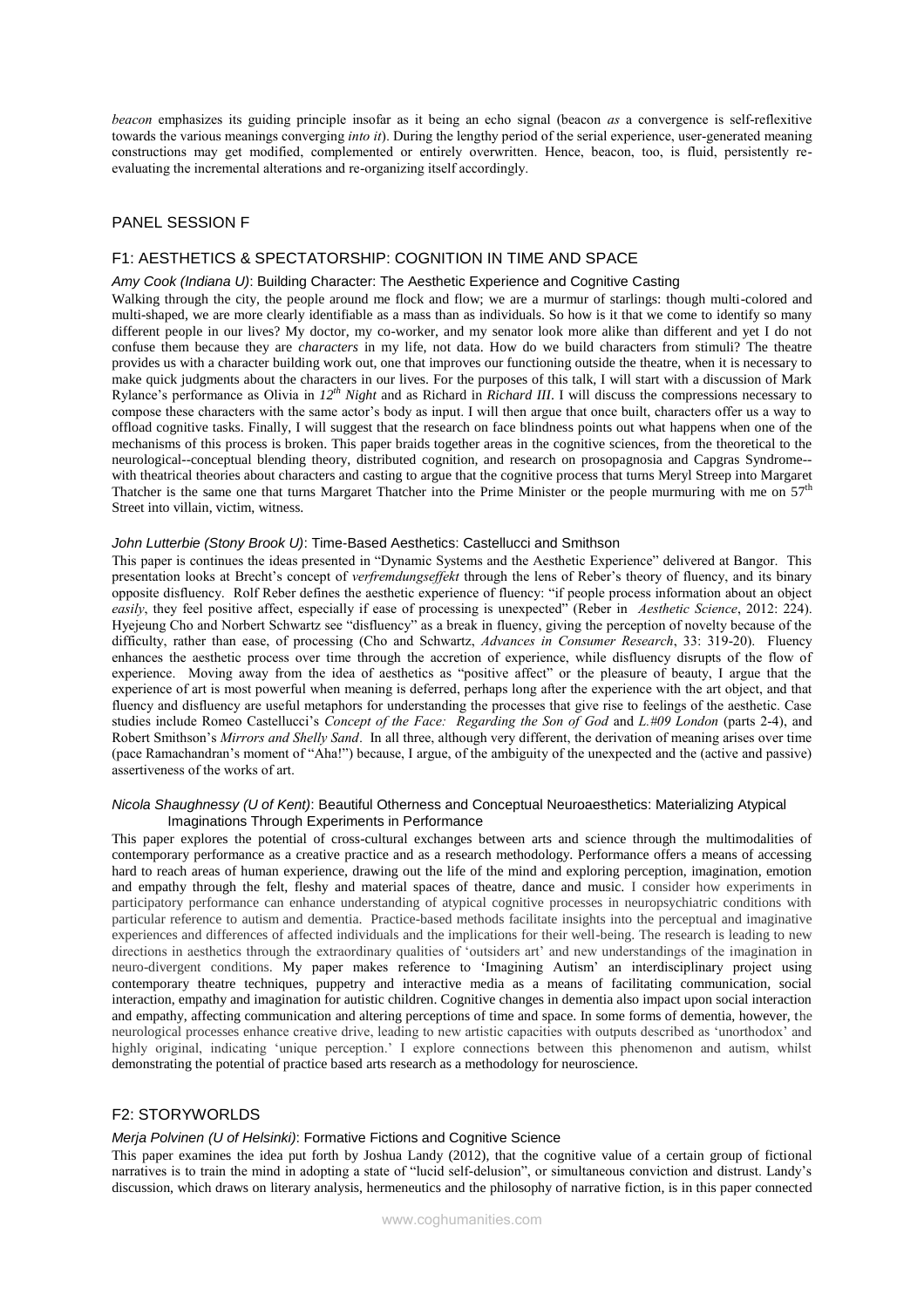*beacon* emphasizes its guiding principle insofar as it being an echo signal (beacon *as* a convergence is self-reflexitive towards the various meanings converging *into it*). During the lengthy period of the serial experience, user-generated meaning constructions may get modified, complemented or entirely overwritten. Hence, beacon, too, is fluid, persistently re-evaluating the incremental alterations and re-organizing itself accordingly.

## PANEL SESSION F

### F1: AESTHETICS & SPECTATORSHIP: COGNITION IN TIME AND SPACE

*Amy Cook (Indiana U)*: Building Character: The Aesthetic Experience and Cognitive Casting

Walking through the city, the people around me flock and flow; we are a murmur of starlings: though multi-colored and multi-shaped, we are more clearly identifiable as a mass than as individuals. So how is it that we come to identify so many different people in our lives? My doctor, my co-worker, and my senator look more alike than different and yet I do not confuse them because they are *characters* in my life, not data. How do we build characters from stimuli? The theatre provides us with a character building work out, one that improves our functioning outside the theatre, when it is necessary to make quick judgments about the characters in our lives. For the purposes of this talk, I will start with a discussion of Mark Rylance's performance as Olivia in *12th Night* and as Richard in *Richard III*. I will discuss the compressions necessary to compose these characters with the same actor's body as input. I will then argue that once built, characters offer us a way to offload cognitive tasks. Finally, I will suggest that the research on face blindness points out what happens when one of the mechanisms of this process is broken. This paper braids together areas in the cognitive sciences, from the theoretical to the neurological--conceptual blending theory, distributed cognition, and research on prosopagnosia and Capgras Syndrome--with theatrical theories about characters and casting to argue that the cognitive process that turns Meryl Streep into Margaret Thatcher is the same one that turns Margaret Thatcher into the Prime Minister or the people murmuring with me on 57th Street into villain, victim, witness.

*John Lutterbie (Stony Brook U)*: Time-Based Aesthetics: Castellucci and Smithson

This paper is continues the ideas presented in "Dynamic Systems and the Aesthetic Experience" delivered at Bangor. This presentation looks at Brecht's concept of *verfremdungseffekt* through the lens of Reber's theory of fluency, and its binary opposite disfluency. Rolf Reber defines the aesthetic experience of fluency: "if people process information about an object *easily*, they feel positive affect, especially if ease of processing is unexpected" (Reber in *Aesthetic Science*, 2012: 224). Hyejeung Cho and Norbert Schwartz see "disfluency" as a break in fluency, giving the perception of novelty because of the difficulty, rather than ease, of processing (Cho and Schwartz, *Advances in Consumer Research*, 33: 319-20). Fluency enhances the aesthetic process over time through the accretion of experience, while disfluency disrupts of the flow of experience. Moving away from the idea of aesthetics as "positive affect" or the pleasure of beauty, I argue that the experience of art is most powerful when meaning is deferred, perhaps long after the experience with the art object, and that fluency and disfluency are useful metaphors for understanding the processes that give rise to feelings of the aesthetic. Case studies include Romeo Castellucci's *Concept of the Face: Regarding the Son of God* and *L.#09 London* (parts 2-4), and Robert Smithson's *Mirrors and Shelly Sand*. In all three, although very different, the derivation of meaning arises over time (pace Ramachandran's moment of "Aha!") because, I argue, of the ambiguity of the unexpected and the (active and passive) assertiveness of the works of art.

*Nicola Shaughnessy (U of Kent)*: Beautiful Otherness and Conceptual Neuroaesthetics: Materializing Atypical Imaginations Through Experiments in Performance

This paper explores the potential of cross-cultural exchanges between arts and science through the multimodalities of contemporary performance as a creative practice and as a research methodology. Performance offers a means of accessing hard to reach areas of human experience, drawing out the life of the mind and exploring perception, imagination, emotion and empathy through the felt, fleshy and material spaces of theatre, dance and music. I consider how experiments in participatory performance can enhance understanding of atypical cognitive processes in neuropsychiatric conditions with particular reference to autism and dementia. Practice-based methods facilitate insights into the perceptual and imaginative experiences and differences of affected individuals and the implications for their well-being. The research is leading to new directions in aesthetics through the extraordinary qualities of 'outsiders art' and new understandings of the imagination in neuro-divergent conditions. My paper makes reference to 'Imagining Autism' an interdisciplinary project using contemporary theatre techniques, puppetry and interactive media as a means of facilitating communication, social interaction, empathy and imagination for autistic children. Cognitive changes in dementia also impact upon social interaction and empathy, affecting communication and altering perceptions of time and space. In some forms of dementia, however, the neurological processes enhance creative drive, leading to new artistic capacities with outputs described as 'unorthodox' and highly original, indicating 'unique perception.' I explore connections between this phenomenon and autism, whilst demonstrating the potential of practice based arts research as a methodology for neuroscience.

### F2: STORYWORLDS

*Merja Polvinen (U of Helsinki)*: Formative Fictions and Cognitive Science

This paper examines the idea put forth by Joshua Landy (2012), that the cognitive value of a certain group of fictional narratives is to train the mind in adopting a state of "lucid self-delusion", or simultaneous conviction and distrust. Landy's discussion, which draws on literary analysis, hermeneutics and the philosophy of narrative fiction, is in this paper connected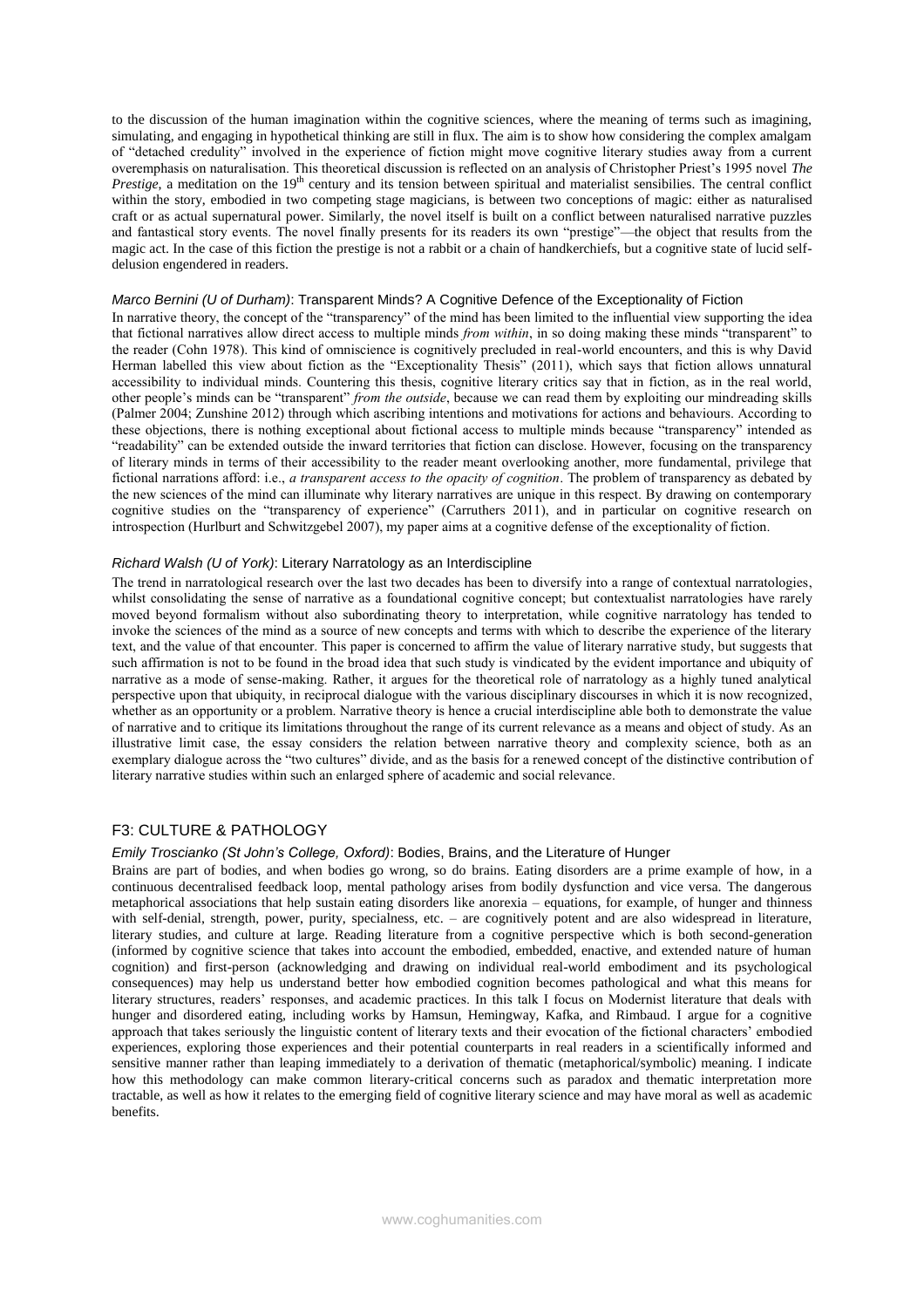to the discussion of the human imagination within the cognitive sciences, where the meaning of terms such as imagining, simulating, and engaging in hypothetical thinking are still in flux. The aim is to show how considering the complex amalgam of "detached credulity" involved in the experience of fiction might move cognitive literary studies away from a current overemphasis on naturalisation. This theoretical discussion is reflected on an analysis of Christopher Priest's 1995 novel *The Prestige*, a meditation on the 19th century and its tension between spiritual and materialist sensibilities. The central conflict within the story, embodied in two competing stage magicians, is between two conceptions of magic: either as naturalised craft or as actual supernatural power. Similarly, the novel itself is built on a conflict between naturalised narrative puzzles and fantastical story events. The novel finally presents for its readers its own "prestige"—the object that results from the magic act. In the case of this fiction the prestige is not a rabbit or a chain of handkerchiefs, but a cognitive state of lucid self-delusion engendered in readers.

*Marco Bernini (U of Durham)*: Transparent Minds? A Cognitive Defence of the Exceptionality of Fiction

In narrative theory, the concept of the "transparency" of the mind has been limited to the influential view supporting the idea that fictional narratives allow direct access to multiple minds *from within*, in so doing making these minds "transparent" to the reader (Cohn 1978). This kind of omniscience is cognitively precluded in real-world encounters, and this is why David Herman labelled this view about fiction as the "Exceptionality Thesis" (2011), which says that fiction allows unnatural accessibility to individual minds. Countering this thesis, cognitive literary critics say that in fiction, as in the real world, other people's minds can be "transparent" *from the outside*, because we can read them by exploiting our mindreading skills (Palmer 2004; Zunshine 2012) through which ascribing intentions and motivations for actions and behaviours. According to these objections, there is nothing exceptional about fictional access to multiple minds because "transparency" intended as "readability" can be extended outside the inward territories that fiction can disclose. However, focusing on the transparency of literary minds in terms of their accessibility to the reader meant overlooking another, more fundamental, privilege that fictional narrations afford: i.e., *a transparent access to the opacity of cognition*. The problem of transparency as debated by the new sciences of the mind can illuminate why literary narratives are unique in this respect. By drawing on contemporary cognitive studies on the "transparency of experience" (Carruthers 2011), and in particular on cognitive research on introspection (Hurlburt and Schwitzgebel 2007), my paper aims at a cognitive defense of the exceptionality of fiction.

*Richard Walsh (U of York)*: Literary Narratology as an Interdiscipline

The trend in narratological research over the last two decades has been to diversify into a range of contextual narratologies, whilst consolidating the sense of narrative as a foundational cognitive concept; but contextualist narratologies have rarely moved beyond formalism without also subordinating theory to interpretation, while cognitive narratology has tended to invoke the sciences of the mind as a source of new concepts and terms with which to describe the experience of the literary text, and the value of that encounter. This paper is concerned to affirm the value of literary narrative study, but suggests that such affirmation is not to be found in the broad idea that such study is vindicated by the evident importance and ubiquity of narrative as a mode of sense-making. Rather, it argues for the theoretical role of narratology as a highly tuned analytical perspective upon that ubiquity, in reciprocal dialogue with the various disciplinary discourses in which it is now recognized, whether as an opportunity or a problem. Narrative theory is hence a crucial interdiscipline able both to demonstrate the value of narrative and to critique its limitations throughout the range of its current relevance as a means and object of study. As an illustrative limit case, the essay considers the relation between narrative theory and complexity science, both as an exemplary dialogue across the "two cultures" divide, and as the basis for a renewed concept of the distinctive contribution of literary narrative studies within such an enlarged sphere of academic and social relevance.

## F3: CULTURE & PATHOLOGY

*Emily Troscianko (St John's College, Oxford)*: Bodies, Brains, and the Literature of Hunger

Brains are part of bodies, and when bodies go wrong, so do brains. Eating disorders are a prime example of how, in a continuous decentralised feedback loop, mental pathology arises from bodily dysfunction and vice versa. The dangerous metaphorical associations that help sustain eating disorders like anorexia – equations, for example, of hunger and thinness with self-denial, strength, power, purity, specialness, etc. – are cognitively potent and are also widespread in literature, literary studies, and culture at large. Reading literature from a cognitive perspective which is both second-generation (informed by cognitive science that takes into account the embodied, embedded, enactive, and extended nature of human cognition) and first-person (acknowledging and drawing on individual real-world embodiment and its psychological consequences) may help us understand better how embodied cognition becomes pathological and what this means for literary structures, readers' responses, and academic practices. In this talk I focus on Modernist literature that deals with hunger and disordered eating, including works by Hamsun, Hemingway, Kafka, and Rimbaud. I argue for a cognitive approach that takes seriously the linguistic content of literary texts and their evocation of the fictional characters' embodied experiences, exploring those experiences and their potential counterparts in real readers in a scientifically informed and sensitive manner rather than leaping immediately to a derivation of thematic (metaphorical/symbolic) meaning. I indicate how this methodology can make common literary-critical concerns such as paradox and thematic interpretation more tractable, as well as how it relates to the emerging field of cognitive literary science and may have moral as well as academic benefits.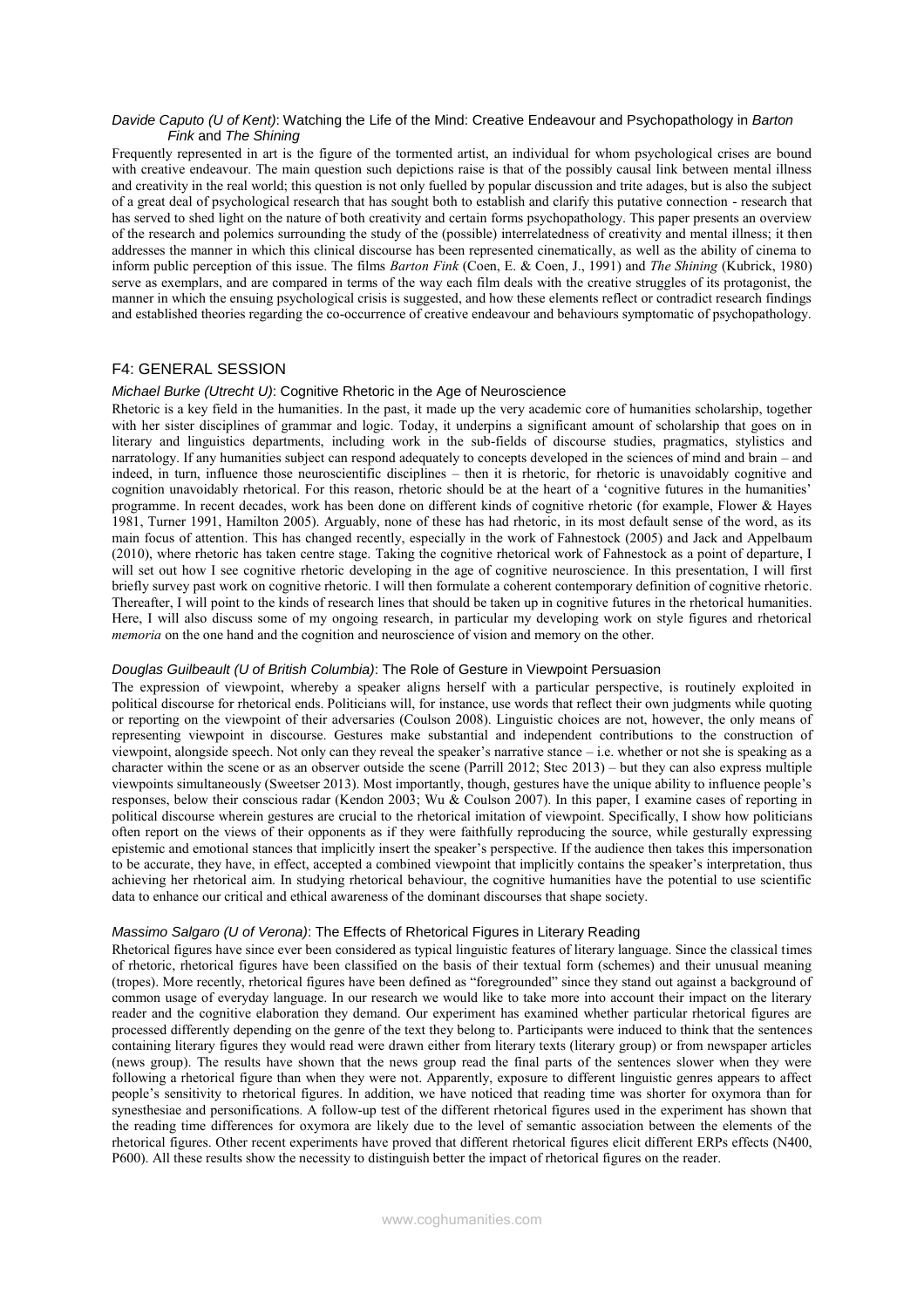*Davide Caputo (U of Kent)*: Watching the Life of the Mind: Creative Endeavour and Psychopathology in *Barton Fink* and *The Shining*

Frequently represented in art is the figure of the tormented artist, an individual for whom psychological crises are bound with creative endeavour. The main question such depictions raise is that of the possibly causal link between mental illness and creativity in the real world; this question is not only fuelled by popular discussion and trite adages, but is also the subject of a great deal of psychological research that has sought both to establish and clarify this putative connection - research that has served to shed light on the nature of both creativity and certain forms psychopathology. This paper presents an overview of the research and polemics surrounding the study of the (possible) interrelatedness of creativity and mental illness; it then addresses the manner in which this clinical discourse has been represented cinematically, as well as the ability of cinema to inform public perception of this issue. The films *Barton Fink* (Coen, E. & Coen, J., 1991) and *The Shining* (Kubrick, 1980) serve as exemplars, and are compared in terms of the way each film deals with the creative struggles of its protagonist, the manner in which the ensuing psychological crisis is suggested, and how these elements reflect or contradict research findings and established theories regarding the co-occurrence of creative endeavour and behaviours symptomatic of psychopathology.

## F4: GENERAL SESSION

*Michael Burke (Utrecht U)*: Cognitive Rhetoric in the Age of Neuroscience

Rhetoric is a key field in the humanities. In the past, it made up the very academic core of humanities scholarship, together with her sister disciplines of grammar and logic. Today, it underpins a significant amount of scholarship that goes on in literary and linguistics departments, including work in the sub-fields of discourse studies, pragmatics, stylistics and narratology. If any humanities subject can respond adequately to concepts developed in the sciences of mind and brain – and indeed, in turn, influence those neuroscientific disciplines – then it is rhetoric, for rhetoric is unavoidably cognitive and cognition unavoidably rhetorical. For this reason, rhetoric should be at the heart of a 'cognitive futures in the humanities' programme. In recent decades, work has been done on different kinds of cognitive rhetoric (for example, Flower & Hayes 1981, Turner 1991, Hamilton 2005). Arguably, none of these has had rhetoric, in its most default sense of the word, as its main focus of attention. This has changed recently, especially in the work of Fahnestock (2005) and Jack and Appelbaum (2010), where rhetoric has taken centre stage. Taking the cognitive rhetorical work of Fahnestock as a point of departure, I will set out how I see cognitive rhetoric developing in the age of cognitive neuroscience. In this presentation, I will first briefly survey past work on cognitive rhetoric. I will then formulate a coherent contemporary definition of cognitive rhetoric. Thereafter, I will point to the kinds of research lines that should be taken up in cognitive futures in the rhetorical humanities. Here, I will also discuss some of my ongoing research, in particular my developing work on style figures and rhetorical *memoria* on the one hand and the cognition and neuroscience of vision and memory on the other.

*Douglas Guilbeault (U of British Columbia)*: The Role of Gesture in Viewpoint Persuasion

The expression of viewpoint, whereby a speaker aligns herself with a particular perspective, is routinely exploited in political discourse for rhetorical ends. Politicians will, for instance, use words that reflect their own judgments while quoting or reporting on the viewpoint of their adversaries (Coulson 2008). Linguistic choices are not, however, the only means of representing viewpoint in discourse. Gestures make substantial and independent contributions to the construction of viewpoint, alongside speech. Not only can they reveal the speaker's narrative stance – i.e. whether or not she is speaking as a character within the scene or as an observer outside the scene (Parrill 2012; Stec 2013) – but they can also express multiple viewpoints simultaneously (Sweetser 2013). Most importantly, though, gestures have the unique ability to influence people's responses, below their conscious radar (Kendon 2003; Wu & Coulson 2007). In this paper, I examine cases of reporting in political discourse wherein gestures are crucial to the rhetorical imitation of viewpoint. Specifically, I show how politicians often report on the views of their opponents as if they were faithfully reproducing the source, while gesturally expressing epistemic and emotional stances that implicitly insert the speaker's perspective. If the audience then takes this impersonation to be accurate, they have, in effect, accepted a combined viewpoint that implicitly contains the speaker's interpretation, thus achieving her rhetorical aim. In studying rhetorical behaviour, the cognitive humanities have the potential to use scientific data to enhance our critical and ethical awareness of the dominant discourses that shape society.

*Massimo Salgaro (U of Verona)*: The Effects of Rhetorical Figures in Literary Reading

Rhetorical figures have since ever been considered as typical linguistic features of literary language. Since the classical times of rhetoric, rhetorical figures have been classified on the basis of their textual form (schemes) and their unusual meaning (tropes). More recently, rhetorical figures have been defined as "foregrounded" since they stand out against a background of common usage of everyday language. In our research we would like to take more into account their impact on the literary reader and the cognitive elaboration they demand. Our experiment has examined whether particular rhetorical figures are processed differently depending on the genre of the text they belong to. Participants were induced to think that the sentences containing literary figures they would read were drawn either from literary texts (literary group) or from newspaper articles (news group). The results have shown that the news group read the final parts of the sentences slower when they were following a rhetorical figure than when they were not. Apparently, exposure to different linguistic genres appears to affect people's sensitivity to rhetorical figures. In addition, we have noticed that reading time was shorter for oxymora than for synesthesiae and personifications. A follow-up test of the different rhetorical figures used in the experiment has shown that the reading time differences for oxymora are likely due to the level of semantic association between the elements of the rhetorical figures. Other recent experiments have proved that different rhetorical figures elicit different ERPs effects (N400, P600). All these results show the necessity to distinguish better the impact of rhetorical figures on the reader.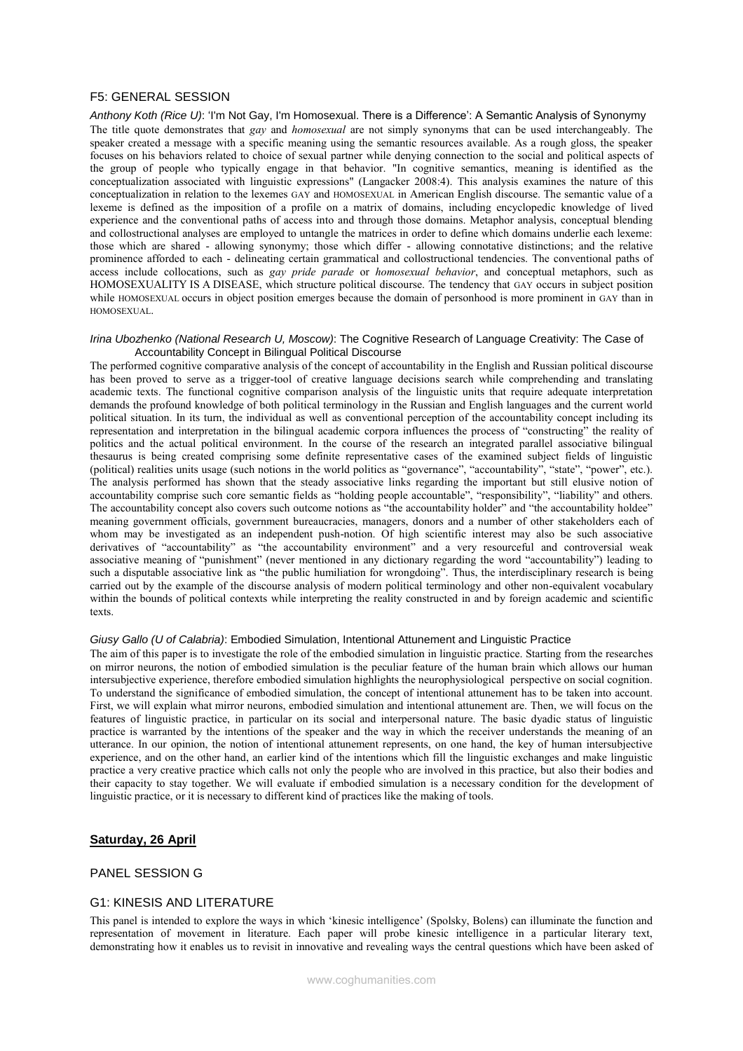## F5: GENERAL SESSION

*Anthony Koth (Rice U)*: 'I'm Not Gay, I'm Homosexual. There is a Difference': A Semantic Analysis of Synonymy

The title quote demonstrates that *gay* and *homosexual* are not simply synonyms that can be used interchangeably. The speaker created a message with a specific meaning using the semantic resources available. As a rough gloss, the speaker focuses on his behaviors related to choice of sexual partner while denying connection to the social and political aspects of the group of people who typically engage in that behavior. "In cognitive semantics, meaning is identified as the conceptualization associated with linguistic expressions" (Langacker 2008:4). This analysis examines the nature of this conceptualization in relation to the lexemes GAY and HOMOSEXUAL in American English discourse. The semantic value of a lexeme is defined as the imposition of a profile on a matrix of domains, including encyclopedic knowledge of lived experience and the conventional paths of access into and through those domains. Metaphor analysis, conceptual blending and collostructional analyses are employed to untangle the matrices in order to define which domains underlie each lexeme: those which are shared - allowing synonymy; those which differ - allowing connotative distinctions; and the relative prominence afforded to each - delineating certain grammatical and collostructional tendencies. The conventional paths of access include collocations, such as *gay pride parade* or *homosexual behavior*, and conceptual metaphors, such as HOMOSEXUALITY IS A DISEASE, which structure political discourse. The tendency that GAY occurs in subject position while HOMOSEXUAL occurs in object position emerges because the domain of personhood is more prominent in GAY than in HOMOSEXUAL.

*Irina Ubozhenko (National Research U, Moscow)*: The Cognitive Research of Language Creativity: The Case of Accountability Concept in Bilingual Political Discourse

The performed cognitive comparative analysis of the concept of accountability in the English and Russian political discourse has been proved to serve as a trigger-tool of creative language decisions search while comprehending and translating academic texts. The functional cognitive comparison analysis of the linguistic units that require adequate interpretation demands the profound knowledge of both political terminology in the Russian and English languages and the current world political situation. In its turn, the individual as well as conventional perception of the accountability concept including its representation and interpretation in the bilingual academic corpora influences the process of "constructing" the reality of politics and the actual political environment. In the course of the research an integrated parallel associative bilingual thesaurus is being created comprising some definite representative cases of the examined subject fields of linguistic (political) realities units usage (such notions in the world politics as "governance", "accountability", "state", "power", etc.). The analysis performed has shown that the steady associative links regarding the important but still elusive notion of accountability comprise such core semantic fields as "holding people accountable", "responsibility", "liability" and others. The accountability concept also covers such outcome notions as "the accountability holder" and "the accountability holdee" meaning government officials, government bureaucracies, managers, donors and a number of other stakeholders each of whom may be investigated as an independent push-notion. Of high scientific interest may also be such associative derivatives of "accountability" as "the accountability environment" and a very resourceful and controversial weak associative meaning of "punishment" (never mentioned in any dictionary regarding the word "accountability") leading to such a disputable associative link as "the public humiliation for wrongdoing". Thus, the interdisciplinary research is being carried out by the example of the discourse analysis of modern political terminology and other non-equivalent vocabulary within the bounds of political contexts while interpreting the reality constructed in and by foreign academic and scientific texts.

*Giusy Gallo (U of Calabria)*: Embodied Simulation, Intentional Attunement and Linguistic Practice

The aim of this paper is to investigate the role of the embodied simulation in linguistic practice. Starting from the researches on mirror neurons, the notion of embodied simulation is the peculiar feature of the human brain which allows our human intersubjective experience, therefore embodied simulation highlights the neurophysiological perspective on social cognition. To understand the significance of embodied simulation, the concept of intentional attunement has to be taken into account. First, we will explain what mirror neurons, embodied simulation and intentional attunement are. Then, we will focus on the features of linguistic practice, in particular on its social and interpersonal nature. The basic dyadic status of linguistic practice is warranted by the intentions of the speaker and the way in which the receiver understands the meaning of an utterance. In our opinion, the notion of intentional attunement represents, on one hand, the key of human intersubjective experience, and on the other hand, an earlier kind of the intentions which fill the linguistic exchanges and make linguistic practice a very creative practice which calls not only the people who are involved in this practice, but also their bodies and their capacity to stay together. We will evaluate if embodied simulation is a necessary condition for the development of linguistic practice, or it is necessary to different kind of practices like the making of tools.

## **Saturday, 26 April**

## PANEL SESSION G

## G1: KINESIS AND LITERATURE

This panel is intended to explore the ways in which 'kinesic intelligence' (Spolsky, Bolens) can illuminate the function and representation of movement in literature. Each paper will probe kinesic intelligence in a particular literary text, demonstrating how it enables us to revisit in innovative and revealing ways the central questions which have been asked of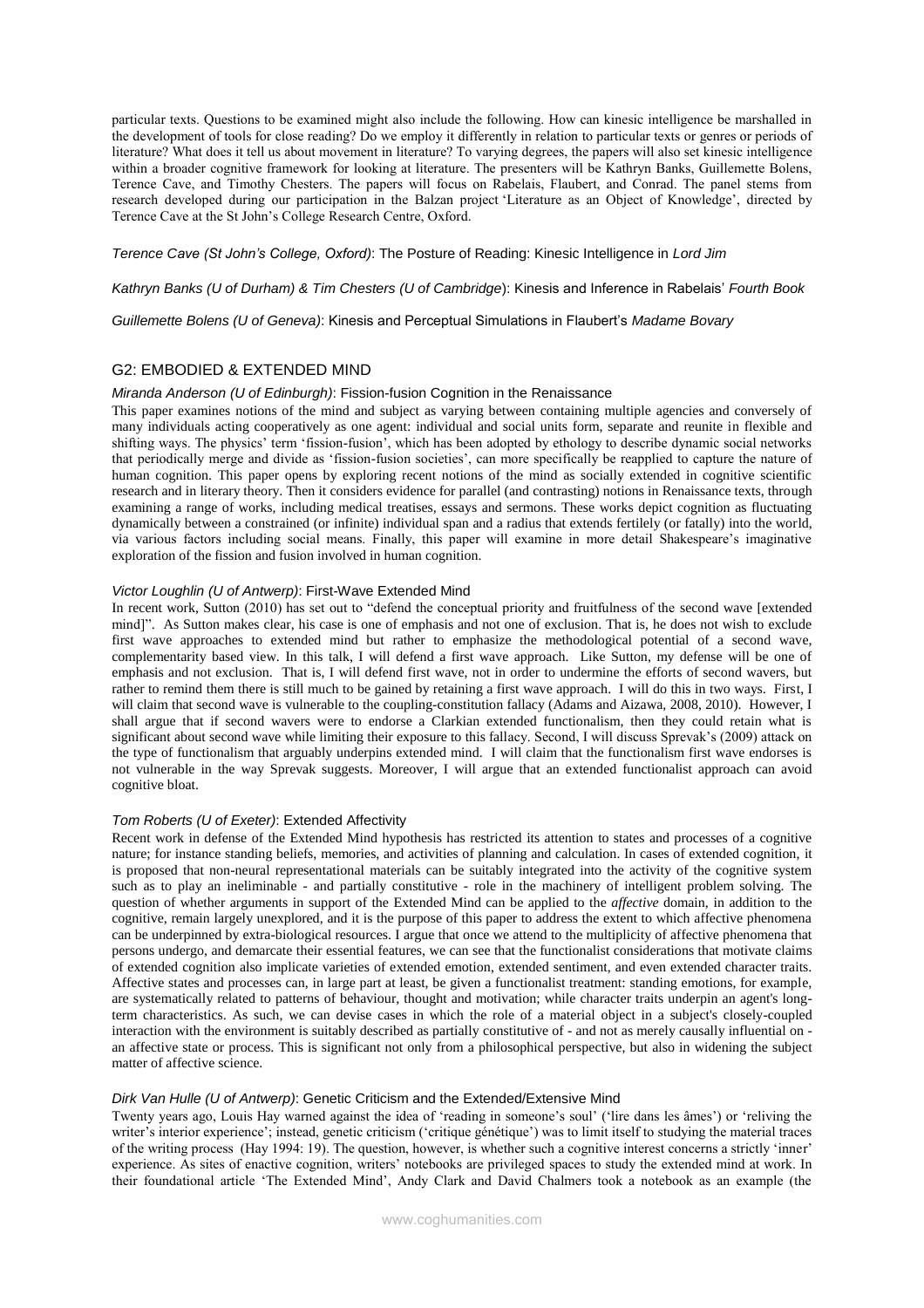particular texts. Questions to be examined might also include the following. How can kinesic intelligence be marshalled in the development of tools for close reading? Do we employ it differently in relation to particular texts or genres or periods of literature? What does it tell us about movement in literature? To varying degrees, the papers will also set kinesic intelligence within a broader cognitive framework for looking at literature. The presenters will be Kathryn Banks, Guillemette Bolens, Terence Cave, and Timothy Chesters. The papers will focus on Rabelais, Flaubert, and Conrad. The panel stems from research developed during our participation in the Balzan project 'Literature as an Object of Knowledge', directed by Terence Cave at the St John's College Research Centre, Oxford.

*Terence Cave (St John's College, Oxford)*: The Posture of Reading: Kinesic Intelligence in *Lord Jim*

*Kathryn Banks (U of Durham) & Tim Chesters (U of Cambridge)*: Kinesis and Inference in Rabelais' *Fourth Book*

*Guillemette Bolens (U of Geneva)*: Kinesis and Perceptual Simulations in Flaubert's *Madame Bovary*

## G2: EMBODIED & EXTENDED MIND

### *Miranda Anderson (U of Edinburgh)*: Fission-fusion Cognition in the Renaissance

This paper examines notions of the mind and subject as varying between containing multiple agencies and conversely of many individuals acting cooperatively as one agent: individual and social units form, separate and reunite in flexible and shifting ways. The physics' term 'fission-fusion', which has been adopted by ethology to describe dynamic social networks that periodically merge and divide as 'fission-fusion societies', can more specifically be reapplied to capture the nature of human cognition. This paper opens by exploring recent notions of the mind as socially extended in cognitive scientific research and in literary theory. Then it considers evidence for parallel (and contrasting) notions in Renaissance texts, through examining a range of works, including medical treatises, essays and sermons. These works depict cognition as fluctuating dynamically between a constrained (or infinite) individual span and a radius that extends fertilely (or fatally) into the world, via various factors including social means. Finally, this paper will examine in more detail Shakespeare's imaginative exploration of the fission and fusion involved in human cognition.

### *Victor Loughlin (U of Antwerp)*: First-Wave Extended Mind

In recent work, Sutton (2010) has set out to "defend the conceptual priority and fruitfulness of the second wave [extended mind]". As Sutton makes clear, his case is one of emphasis and not one of exclusion. That is, he does not wish to exclude first wave approaches to extended mind but rather to emphasize the methodological potential of a second wave, complementarity based view. In this talk, I will defend a first wave approach. Like Sutton, my defense will be one of emphasis and not exclusion. That is, I will defend first wave, not in order to undermine the efforts of second wavers, but rather to remind them there is still much to be gained by retaining a first wave approach. I will do this in two ways. First, I will claim that second wave is vulnerable to the coupling-constitution fallacy (Adams and Aizawa, 2008, 2010). However, I shall argue that if second wavers were to endorse a Clarkian extended functionalism, then they could retain what is significant about second wave while limiting their exposure to this fallacy. Second, I will discuss Sprevak's (2009) attack on the type of functionalism that arguably underpins extended mind. I will claim that the functionalism first wave endorses is not vulnerable in the way Sprevak suggests. Moreover, I will argue that an extended functionalist approach can avoid cognitive bloat.

### *Tom Roberts (U of Exeter)*: Extended Affectivity

Recent work in defense of the Extended Mind hypothesis has restricted its attention to states and processes of a cognitive nature; for instance standing beliefs, memories, and activities of planning and calculation. In cases of extended cognition, it is proposed that non-neural representational materials can be suitably integrated into the activity of the cognitive system such as to play an ineliminable - and partially constitutive - role in the machinery of intelligent problem solving. The question of whether arguments in support of the Extended Mind can be applied to the *affective* domain, in addition to the cognitive, remain largely unexplored, and it is the purpose of this paper to address the extent to which affective phenomena can be underpinned by extra-biological resources. I argue that once we attend to the multiplicity of affective phenomena that persons undergo, and demarcate their essential features, we can see that the functionalist considerations that motivate claims of extended cognition also implicate varieties of extended emotion, extended sentiment, and even extended character traits. Affective states and processes can, in large part at least, be given a functionalist treatment: standing emotions, for example, are systematically related to patterns of behaviour, thought and motivation; while character traits underpin an agent's long-term characteristics. As such, we can devise cases in which the role of a material object in a subject's closely-coupled interaction with the environment is suitably described as partially constitutive of - and not as merely causally influential on - an affective state or process. This is significant not only from a philosophical perspective, but also in widening the subject matter of affective science.

### *Dirk Van Hulle (U of Antwerp)*: Genetic Criticism and the Extended/Extensive Mind

Twenty years ago, Louis Hay warned against the idea of 'reading in someone's soul' ('lire dans les âmes') or 'reliving the writer's interior experience'; instead, genetic criticism ('critique génétique') was to limit itself to studying the material traces of the writing process (Hay 1994: 19). The question, however, is whether such a cognitive interest concerns a strictly 'inner' experience. As sites of enactive cognition, writers' notebooks are privileged spaces to study the extended mind at work. In their foundational article 'The Extended Mind', Andy Clark and David Chalmers took a notebook as an example (the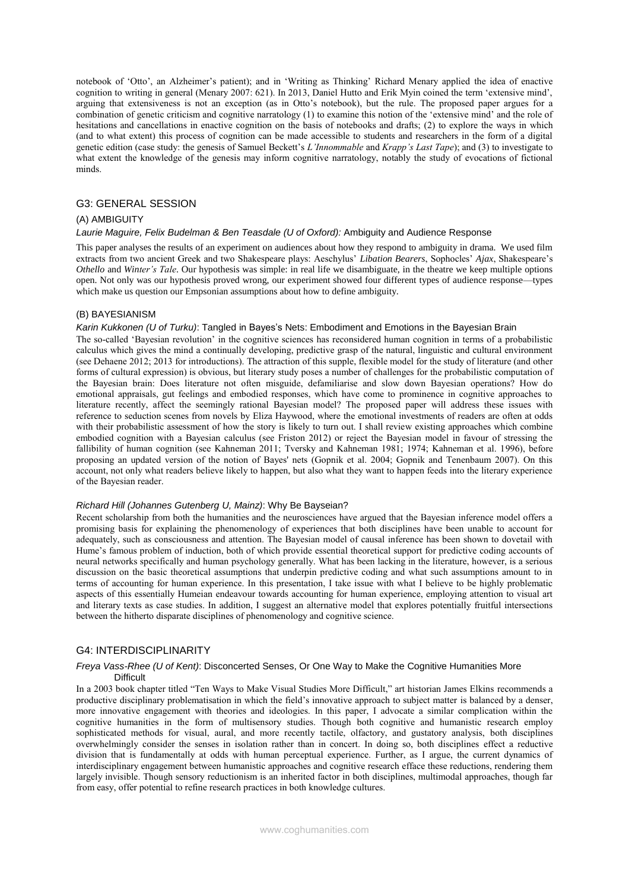notebook of 'Otto', an Alzheimer's patient); and in 'Writing as Thinking' Richard Menary applied the idea of enactive cognition to writing in general (Menary 2007: 621). In 2013, Daniel Hutto and Erik Myin coined the term 'extensive mind', arguing that extensiveness is not an exception (as in Otto's notebook), but the rule. The proposed paper argues for a combination of genetic criticism and cognitive narratology (1) to examine this notion of the 'extensive mind' and the role of hesitations and cancellations in enactive cognition on the basis of notebooks and drafts; (2) to explore the ways in which (and to what extent) this process of cognition can be made accessible to students and researchers in the form of a digital genetic edition (case study: the genesis of Samuel Beckett's *L'Innommable* and *Krapp's Last Tape*); and (3) to investigate to what extent the knowledge of the genesis may inform cognitive narratology, notably the study of evocations of fictional minds.

## G3: GENERAL SESSION

### (A) AMBIGUITY

*Laurie Maguire, Felix Budelman & Ben Teasdale (U of Oxford):* Ambiguity and Audience Response

This paper analyses the results of an experiment on audiences about how they respond to ambiguity in drama. We used film extracts from two ancient Greek and two Shakespeare plays: Aeschylus' *Libation Bearers*, Sophocles' *Ajax*, Shakespeare's *Othello* and *Winter's Tale*. Our hypothesis was simple: in real life we disambiguate, in the theatre we keep multiple options open. Not only was our hypothesis proved wrong, our experiment showed four different types of audience response—types which make us question our Empsonian assumptions about how to define ambiguity.

### (B) BAYESIANISM

*Karin Kukkonen (U of Turku)*: Tangled in Bayes's Nets: Embodiment and Emotions in the Bayesian Brain

The so-called 'Bayesian revolution' in the cognitive sciences has reconsidered human cognition in terms of a probabilistic calculus which gives the mind a continually developing, predictive grasp of the natural, linguistic and cultural environment (see Dehaene 2012; 2013 for introductions). The attraction of this supple, flexible model for the study of literature (and other forms of cultural expression) is obvious, but literary study poses a number of challenges for the probabilistic computation of the Bayesian brain: Does literature not often misguide, defamiliarise and slow down Bayesian operations? How do emotional appraisals, gut feelings and embodied responses, which have come to prominence in cognitive approaches to literature recently, affect the seemingly rational Bayesian model? The proposed paper will address these issues with reference to seduction scenes from novels by Eliza Haywood, where the emotional investments of readers are often at odds with their probabilistic assessment of how the story is likely to turn out. I shall review existing approaches which combine embodied cognition with a Bayesian calculus (see Friston 2012) or reject the Bayesian model in favour of stressing the fallibility of human cognition (see Kahneman 2011; Tversky and Kahneman 1981; 1974; Kahneman et al. 1996), before proposing an updated version of the notion of Bayes' nets (Gopnik et al. 2004; Gopnik and Tenenbaum 2007). On this account, not only what readers believe likely to happen, but also what they want to happen feeds into the literary experience of the Bayesian reader.

*Richard Hill (Johannes Gutenberg U, Mainz)*: Why Be Bayseian?

Recent scholarship from both the humanities and the neurosciences have argued that the Bayesian inference model offers a promising basis for explaining the phenomenology of experiences that both disciplines have been unable to account for adequately, such as consciousness and attention. The Bayesian model of causal inference has been shown to dovetail with Hume's famous problem of induction, both of which provide essential theoretical support for predictive coding accounts of neural networks specifically and human psychology generally. What has been lacking in the literature, however, is a serious discussion on the basic theoretical assumptions that underpin predictive coding and what such assumptions amount to in terms of accounting for human experience. In this presentation, I take issue with what I believe to be highly problematic aspects of this essentially Humeian endeavour towards accounting for human experience, employing attention to visual art and literary texts as case studies. In addition, I suggest an alternative model that explores potentially fruitful intersections between the hitherto disparate disciplines of phenomenology and cognitive science.

## G4: INTERDISCIPLINARITY

*Freya Vass-Rhee (U of Kent)*: Disconcerted Senses, Or One Way to Make the Cognitive Humanities More Difficult

In a 2003 book chapter titled "Ten Ways to Make Visual Studies More Difficult," art historian James Elkins recommends a productive disciplinary problematisation in which the field's innovative approach to subject matter is balanced by a denser, more innovative engagement with theories and ideologies. In this paper, I advocate a similar complication within the cognitive humanities in the form of multisensory studies. Though both cognitive and humanistic research employ sophisticated methods for visual, aural, and more recently tactile, olfactory, and gustatory analysis, both disciplines overwhelmingly consider the senses in isolation rather than in concert. In doing so, both disciplines effect a reductive division that is fundamentally at odds with human perceptual experience. Further, as I argue, the current dynamics of interdisciplinary engagement between humanistic approaches and cognitive research efface these reductions, rendering them largely invisible. Though sensory reductionism is an inherited factor in both disciplines, multimodal approaches, though far from easy, offer potential to refine research practices in both knowledge cultures.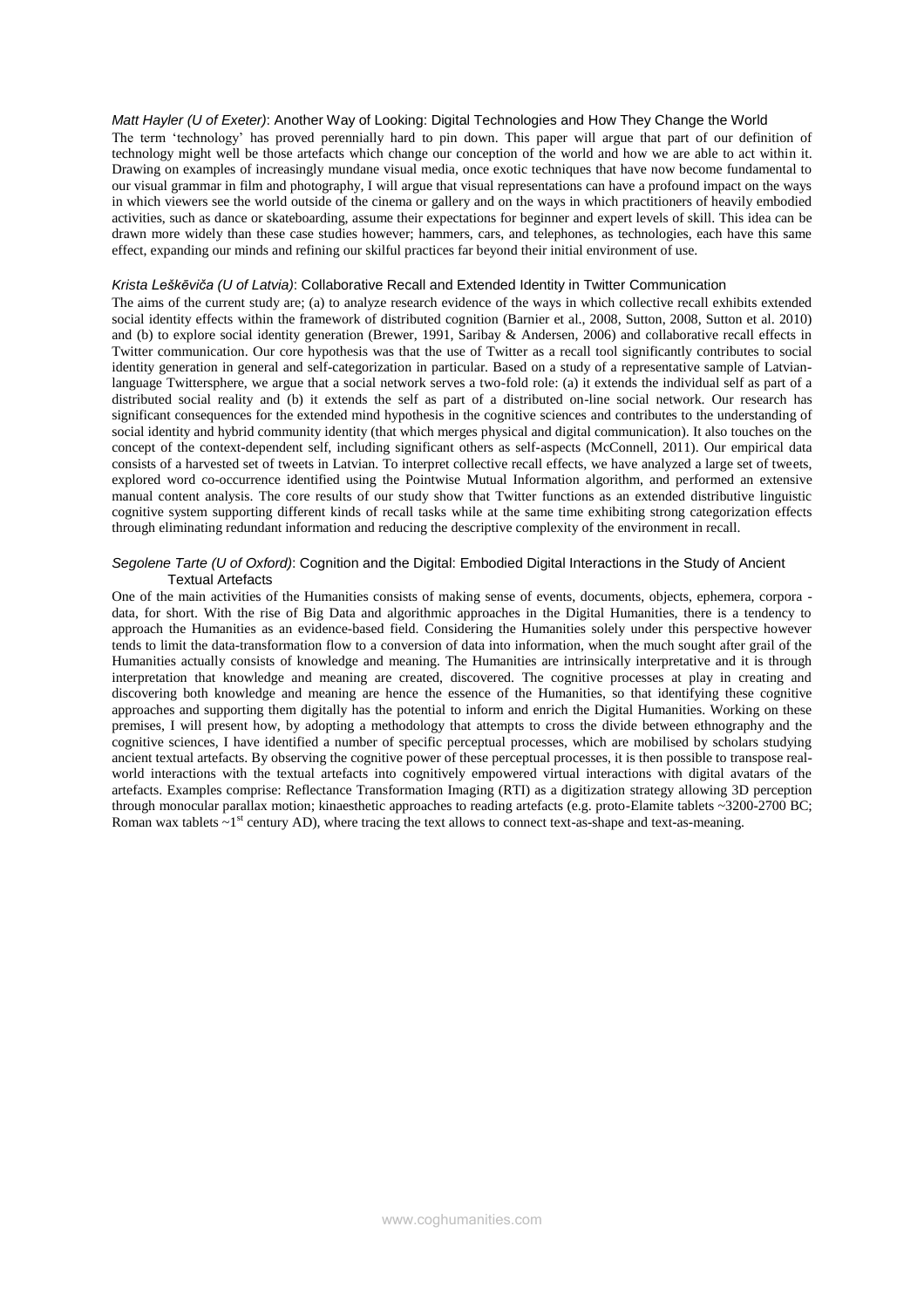*Matt Hayler (U of Exeter)*: Another Way of Looking: Digital Technologies and How They Change the World

The term 'technology' has proved perennially hard to pin down. This paper will argue that part of our definition of technology might well be those artefacts which change our conception of the world and how we are able to act within it. Drawing on examples of increasingly mundane visual media, once exotic techniques that have now become fundamental to our visual grammar in film and photography, I will argue that visual representations can have a profound impact on the ways in which viewers see the world outside of the cinema or gallery and on the ways in which practitioners of heavily embodied activities, such as dance or skateboarding, assume their expectations for beginner and expert levels of skill. This idea can be drawn more widely than these case studies however; hammers, cars, and telephones, as technologies, each have this same effect, expanding our minds and refining our skilful practices far beyond their initial environment of use.

*Krista Leškēviča (U of Latvia)*: Collaborative Recall and Extended Identity in Twitter Communication

The aims of the current study are; (a) to analyze research evidence of the ways in which collective recall exhibits extended social identity effects within the framework of distributed cognition (Barnier et al., 2008, Sutton, 2008, Sutton et al. 2010) and (b) to explore social identity generation (Brewer, 1991, Saribay & Andersen, 2006) and collaborative recall effects in Twitter communication. Our core hypothesis was that the use of Twitter as a recall tool significantly contributes to social identity generation in general and self-categorization in particular. Based on a study of a representative sample of Latvian-language Twittersphere, we argue that a social network serves a two-fold role: (a) it extends the individual self as part of a distributed social reality and (b) it extends the self as part of a distributed on-line social network. Our research has significant consequences for the extended mind hypothesis in the cognitive sciences and contributes to the understanding of social identity and hybrid community identity (that which merges physical and digital communication). It also touches on the concept of the context-dependent self, including significant others as self-aspects (McConnell, 2011). Our empirical data consists of a harvested set of tweets in Latvian. To interpret collective recall effects, we have analyzed a large set of tweets, explored word co-occurrence identified using the Pointwise Mutual Information algorithm, and performed an extensive manual content analysis. The core results of our study show that Twitter functions as an extended distributive linguistic cognitive system supporting different kinds of recall tasks while at the same time exhibiting strong categorization effects through eliminating redundant information and reducing the descriptive complexity of the environment in recall.

*Segolene Tarte (U of Oxford)*: Cognition and the Digital: Embodied Digital Interactions in the Study of Ancient Textual Artefacts

One of the main activities of the Humanities consists of making sense of events, documents, objects, ephemera, corpora - data, for short. With the rise of Big Data and algorithmic approaches in the Digital Humanities, there is a tendency to approach the Humanities as an evidence-based field. Considering the Humanities solely under this perspective however tends to limit the data-transformation flow to a conversion of data into information, when the much sought after grail of the Humanities actually consists of knowledge and meaning. The Humanities are intrinsically interpretative and it is through interpretation that knowledge and meaning are created, discovered. The cognitive processes at play in creating and discovering both knowledge and meaning are hence the essence of the Humanities, so that identifying these cognitive approaches and supporting them digitally has the potential to inform and enrich the Digital Humanities. Working on these premises, I will present how, by adopting a methodology that attempts to cross the divide between ethnography and the cognitive sciences, I have identified a number of specific perceptual processes, which are mobilised by scholars studying ancient textual artefacts. By observing the cognitive power of these perceptual processes, it is then possible to transpose real-world interactions with the textual artefacts into cognitively empowered virtual interactions with digital avatars of the artefacts. Examples comprise: Reflectance Transformation Imaging (RTI) as a digitization strategy allowing 3D perception through monocular parallax motion; kinaesthetic approaches to reading artefacts (e.g. proto-Elamite tablets ~3200-2700 BC; Roman wax tablets ~1st century AD), where tracing the text allows to connect text-as-shape and text-as-meaning.